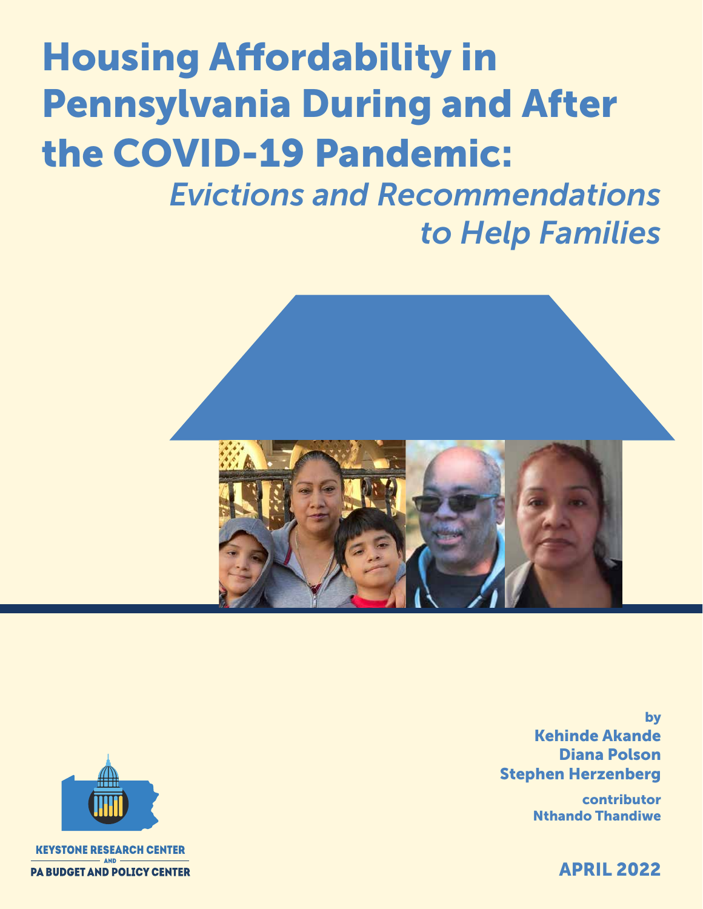# Housing Affordability in Pennsylvania During and After the COVID-19 Pandemic:

## *Evictions and Recommendations to Help Families*

by
**Kehinde Akande**
**Diana Polson**
**Stephen Herzenberg**

contributor
**Nthando Thandiwe**

**KEYSTONE RESEARCH CENTER**
AND
**PA BUDGET AND POLICY CENTER**

**APRIL 2022**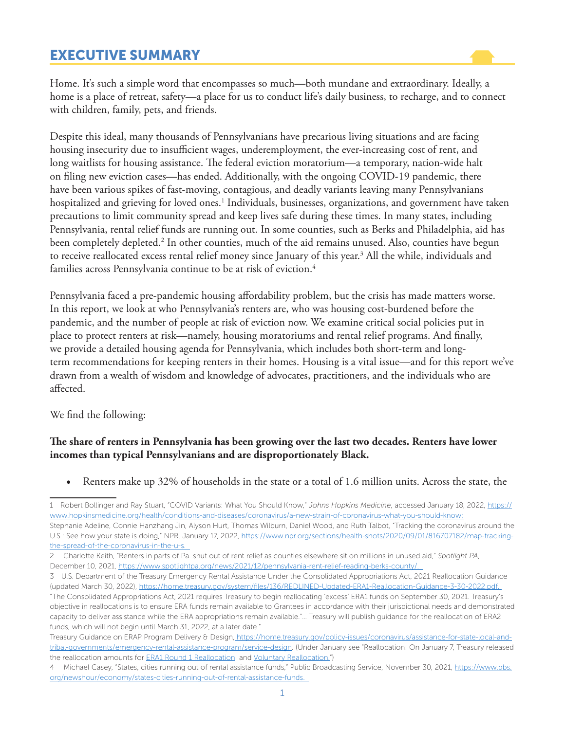## EXECUTIVE SUMMARY

Home. It's such a simple word that encompasses so much—both mundane and extraordinary. Ideally, a home is a place of retreat, safety—a place for us to conduct life's daily business, to recharge, and to connect with children, family, pets, and friends.

Despite this ideal, many thousands of Pennsylvanians have precarious living situations and are facing housing insecurity due to insufficient wages, underemployment, the ever-increasing cost of rent, and long waitlists for housing assistance. The federal eviction moratorium—a temporary, nation-wide halt on filing new eviction cases—has ended. Additionally, with the ongoing COVID-19 pandemic, there have been various spikes of fast-moving, contagious, and deadly variants leaving many Pennsylvanians hospitalized and grieving for loved ones.[1] Individuals, businesses, organizations, and government have taken precautions to limit community spread and keep lives safe during these times. In many states, including Pennsylvania, rental relief funds are running out. In some counties, such as Berks and Philadelphia, aid has been completely depleted.[2] In other counties, much of the aid remains unused. Also, counties have begun to receive reallocated excess rental relief money since January of this year.[3] All the while, individuals and families across Pennsylvania continue to be at risk of eviction.[4]

Pennsylvania faced a pre-pandemic housing affordability problem, but the crisis has made matters worse. In this report, we look at who Pennsylvania's renters are, who was housing cost-burdened before the pandemic, and the number of people at risk of eviction now. We examine critical social policies put in place to protect renters at risk—namely, housing moratoriums and rental relief programs. And finally, we provide a detailed housing agenda for Pennsylvania, which includes both short-term and long-term recommendations for keeping renters in their homes. Housing is a vital issue—and for this report we've drawn from a wealth of wisdom and knowledge of advocates, practitioners, and the individuals who are affected.

We find the following:

**The share of renters in Pennsylvania has been growing over the last two decades. Renters have lower incomes than typical Pennsylvanians and are disproportionately Black.**

- Renters make up 32% of households in the state or a total of 1.6 million units. Across the state, the

---

1 Robert Bollinger and Ray Stuart, "COVID Variants: What You Should Know," *Johns Hopkins Medicine*, accessed January 18, 2022, https://www.hopkinsmedicine.org/health/conditions-and-diseases/coronavirus/a-new-strain-of-coronavirus-what-you-should-know; Stephanie Adeline, Connie Hanzhang Jin, Alyson Hurt, Thomas Wilburn, Daniel Wood, and Ruth Talbot, "Tracking the coronavirus around the U.S.: See how your state is doing," NPR, January 17, 2022, https://www.npr.org/sections/health-shots/2020/09/01/816707182/map-tracking-the-spread-of-the-coronavirus-in-the-u-s.

2 Charlotte Keith, "Renters in parts of Pa. shut out of rent relief as counties elsewhere sit on millions in unused aid," *Spotlight PA*, December 10, 2021, https://www.spotlightpa.org/news/2021/12/pennsylvania-rent-relief-reading-berks-county/.

3 U.S. Department of the Treasury Emergency Rental Assistance Under the Consolidated Appropriations Act, 2021 Reallocation Guidance (updated March 30, 2022), https://home.treasury.gov/system/files/136/REDLINED-Updated-ERA1-Reallocation-Guidance-3-30-2022.pdf. "The Consolidated Appropriations Act, 2021 requires Treasury to begin reallocating 'excess' ERA1 funds on September 30, 2021. Treasury's objective in reallocations is to ensure ERA funds remain available to Grantees in accordance with their jurisdictional needs and demonstrated capacity to deliver assistance while the ERA appropriations remain available."... Treasury will publish guidance for the reallocation of ERA2 funds, which will not begin until March 31, 2022, at a later date."

Treasury Guidance on ERAP Program Delivery & Design, https://home.treasury.gov/policy-issues/coronavirus/assistance-for-state-local-and-tribal-governments/emergency-rental-assistance-program/service-design. (Under January see "Reallocation: On January 7, Treasury released the reallocation amounts for ERA1 Round 1 Reallocation and Voluntary Reallocation.")

4 Michael Casey, "States, cities running out of rental assistance funds," Public Broadcasting Service, November 30, 2021, https://www.pbs.org/newshour/economy/states-cities-running-out-of-rental-assistance-funds.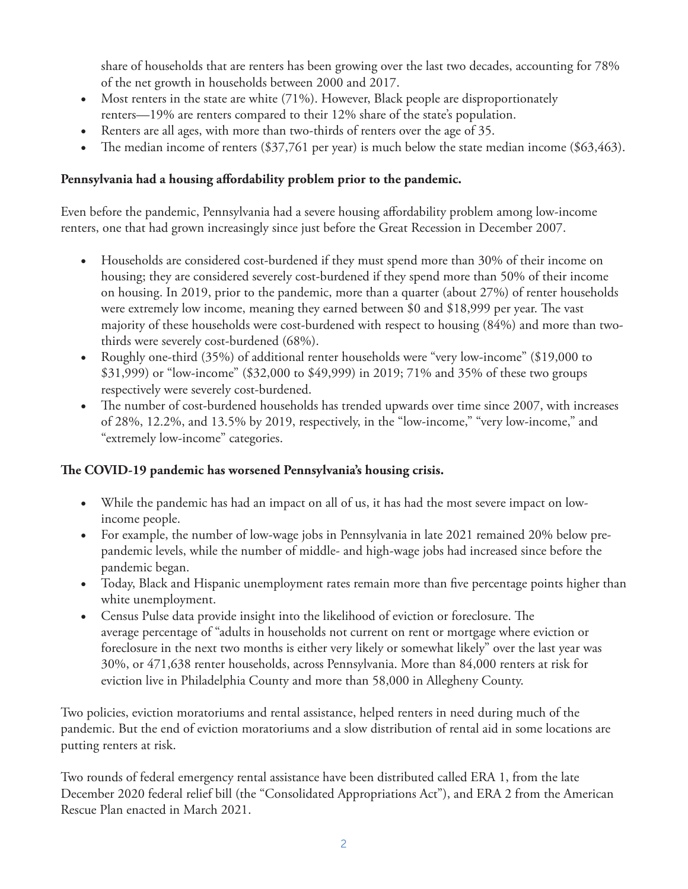share of households that are renters has been growing over the last two decades, accounting for 78% of the net growth in households between 2000 and 2017.

- Most renters in the state are white (71%). However, Black people are disproportionately renters—19% are renters compared to their 12% share of the state's population.
- Renters are all ages, with more than two-thirds of renters over the age of 35.
- The median income of renters ($37,761 per year) is much below the state median income ($63,463).

**Pennsylvania had a housing affordability problem prior to the pandemic.**

Even before the pandemic, Pennsylvania had a severe housing affordability problem among low-income renters, one that had grown increasingly since just before the Great Recession in December 2007.

- Households are considered cost-burdened if they must spend more than 30% of their income on housing; they are considered severely cost-burdened if they spend more than 50% of their income on housing. In 2019, prior to the pandemic, more than a quarter (about 27%) of renter households were extremely low income, meaning they earned between $0 and $18,999 per year. The vast majority of these households were cost-burdened with respect to housing (84%) and more than two-thirds were severely cost-burdened (68%).
- Roughly one-third (35%) of additional renter households were "very low-income" ($19,000 to $31,999) or "low-income" ($32,000 to $49,999) in 2019; 71% and 35% of these two groups respectively were severely cost-burdened.
- The number of cost-burdened households has trended upwards over time since 2007, with increases of 28%, 12.2%, and 13.5% by 2019, respectively, in the "low-income," "very low-income," and "extremely low-income" categories.

**The COVID-19 pandemic has worsened Pennsylvania's housing crisis.**

- While the pandemic has had an impact on all of us, it has had the most severe impact on low-income people.
- For example, the number of low-wage jobs in Pennsylvania in late 2021 remained 20% below pre-pandemic levels, while the number of middle- and high-wage jobs had increased since before the pandemic began.
- Today, Black and Hispanic unemployment rates remain more than five percentage points higher than white unemployment.
- Census Pulse data provide insight into the likelihood of eviction or foreclosure. The average percentage of "adults in households not current on rent or mortgage where eviction or foreclosure in the next two months is either very likely or somewhat likely" over the last year was 30%, or 471,638 renter households, across Pennsylvania. More than 84,000 renters at risk for eviction live in Philadelphia County and more than 58,000 in Allegheny County.

Two policies, eviction moratoriums and rental assistance, helped renters in need during much of the pandemic. But the end of eviction moratoriums and a slow distribution of rental aid in some locations are putting renters at risk.

Two rounds of federal emergency rental assistance have been distributed called ERA 1, from the late December 2020 federal relief bill (the "Consolidated Appropriations Act"), and ERA 2 from the American Rescue Plan enacted in March 2021.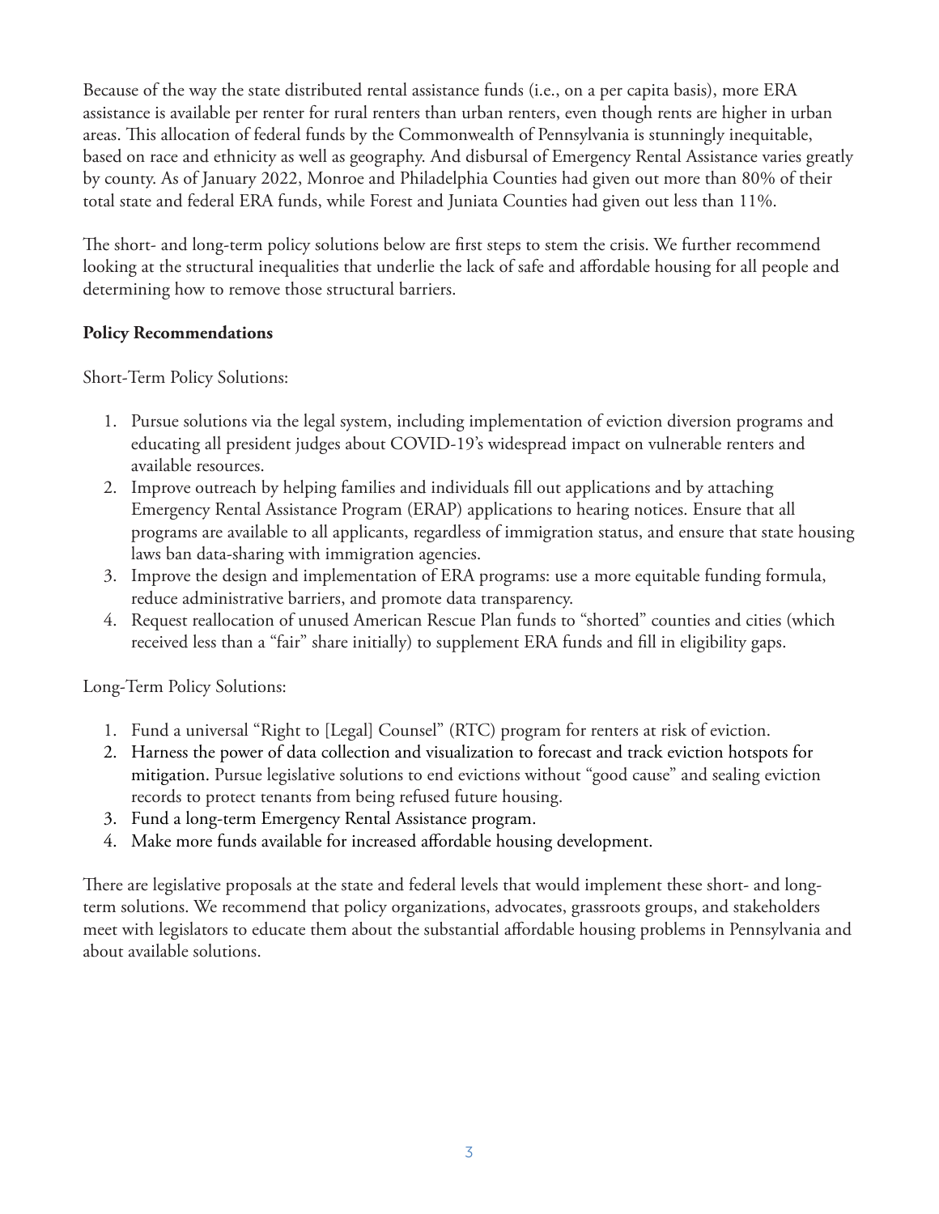Because of the way the state distributed rental assistance funds (i.e., on a per capita basis), more ERA assistance is available per renter for rural renters than urban renters, even though rents are higher in urban areas. This allocation of federal funds by the Commonwealth of Pennsylvania is stunningly inequitable, based on race and ethnicity as well as geography. And disbursal of Emergency Rental Assistance varies greatly by county. As of January 2022, Monroe and Philadelphia Counties had given out more than 80% of their total state and federal ERA funds, while Forest and Juniata Counties had given out less than 11%.

The short- and long-term policy solutions below are first steps to stem the crisis. We further recommend looking at the structural inequalities that underlie the lack of safe and affordable housing for all people and determining how to remove those structural barriers.

**Policy Recommendations**

Short-Term Policy Solutions:

1. Pursue solutions via the legal system, including implementation of eviction diversion programs and educating all president judges about COVID-19's widespread impact on vulnerable renters and available resources.
2. Improve outreach by helping families and individuals fill out applications and by attaching Emergency Rental Assistance Program (ERAP) applications to hearing notices. Ensure that all programs are available to all applicants, regardless of immigration status, and ensure that state housing laws ban data-sharing with immigration agencies.
3. Improve the design and implementation of ERA programs: use a more equitable funding formula, reduce administrative barriers, and promote data transparency.
4. Request reallocation of unused American Rescue Plan funds to "shorted" counties and cities (which received less than a "fair" share initially) to supplement ERA funds and fill in eligibility gaps.

Long-Term Policy Solutions:

1. Fund a universal "Right to [Legal] Counsel" (RTC) program for renters at risk of eviction.
2. Harness the power of data collection and visualization to forecast and track eviction hotspots for mitigation. Pursue legislative solutions to end evictions without "good cause" and sealing eviction records to protect tenants from being refused future housing.
3. Fund a long-term Emergency Rental Assistance program.
4. Make more funds available for increased affordable housing development.

There are legislative proposals at the state and federal levels that would implement these short- and long-term solutions. We recommend that policy organizations, advocates, grassroots groups, and stakeholders meet with legislators to educate them about the substantial affordable housing problems in Pennsylvania and about available solutions.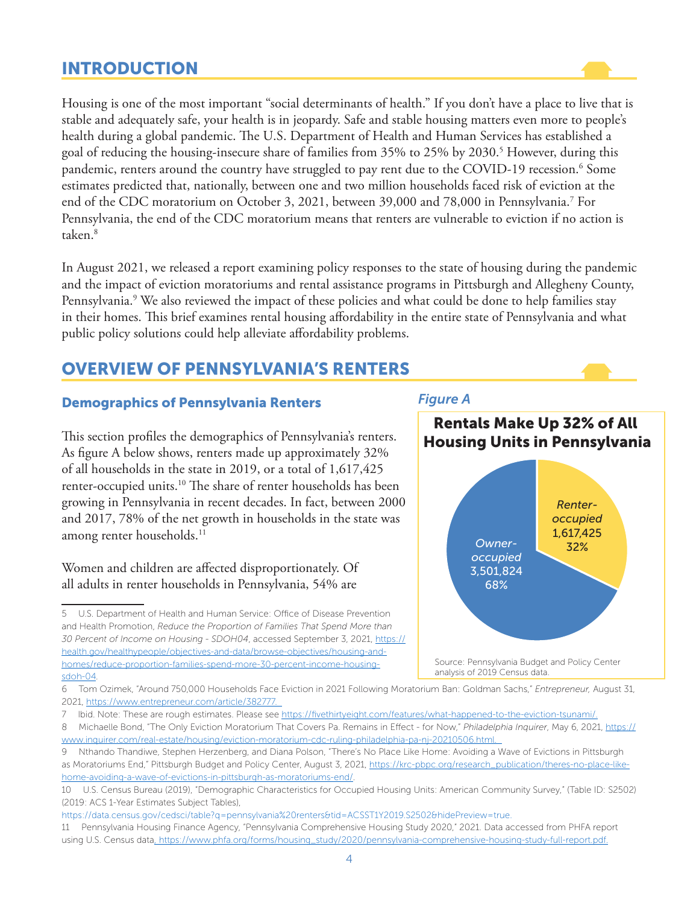## INTRODUCTION

Housing is one of the most important "social determinants of health." If you don't have a place to live that is stable and adequately safe, your health is in jeopardy. Safe and stable housing matters even more to people's health during a global pandemic. The U.S. Department of Health and Human Services has established a goal of reducing the housing-insecure share of families from 35% to 25% by 2030.[5] However, during this pandemic, renters around the country have struggled to pay rent due to the COVID-19 recession.[6] Some estimates predicted that, nationally, between one and two million households faced risk of eviction at the end of the CDC moratorium on October 3, 2021, between 39,000 and 78,000 in Pennsylvania.[7] For Pennsylvania, the end of the CDC moratorium means that renters are vulnerable to eviction if no action is taken.[8]

In August 2021, we released a report examining policy responses to the state of housing during the pandemic and the impact of eviction moratoriums and rental assistance programs in Pittsburgh and Allegheny County, Pennsylvania.[9] We also reviewed the impact of these policies and what could be done to help families stay in their homes. This brief examines rental housing affordability in the entire state of Pennsylvania and what public policy solutions could help alleviate affordability problems.

## OVERVIEW OF PENNSYLVANIA'S RENTERS

### Demographics of Pennsylvania Renters

This section profiles the demographics of Pennsylvania's renters. As figure A below shows, renters made up approximately 32% of all households in the state in 2019, or a total of 1,617,425 renter-occupied units.[10] The share of renter households has been growing in Pennsylvania in recent decades. In fact, between 2000 and 2017, 78% of the net growth in households in the state was among renter households.[11]

Women and children are affected disproportionately. Of all adults in renter households in Pennsylvania, 54% are

*Figure A*

**Rentals Make Up 32% of All Housing Units in Pennsylvania**

| Category | Units | Share |
|---|---|---|
| Renter-occupied | 1,617,425 | 32% |
| Owner-occupied | 3,501,824 | 68% |

Source: Pennsylvania Budget and Policy Center analysis of 2019 Census data.

---

5 U.S. Department of Health and Human Service: Office of Disease Prevention and Health Promotion, *Reduce the Proportion of Families That Spend More than 30 Percent of Income on Housing - SDOH04*, accessed September 3, 2021, https://health.gov/healthypeople/objectives-and-data/browse-objectives/housing-and-homes/reduce-proportion-families-spend-more-30-percent-income-housing-sdoh-04.

6 Tom Ozimek, "Around 750,000 Households Face Eviction in 2021 Following Moratorium Ban: Goldman Sachs," *Entrepreneur,* August 31, 2021, https://www.entrepreneur.com/article/382777.

7 Ibid. Note: These are rough estimates. Please see https://fivethirtyeight.com/features/what-happened-to-the-eviction-tsunami/.

8 Michaelle Bond, "The Only Eviction Moratorium That Covers Pa. Remains in Effect - for Now," *Philadelphia Inquirer*, May 6, 2021, https://www.inquirer.com/real-estate/housing/eviction-moratorium-cdc-ruling-philadelphia-pa-nj-20210506.html.

9 Nthando Thandiwe, Stephen Herzenberg, and Diana Polson, "There's No Place Like Home: Avoiding a Wave of Evictions in Pittsburgh as Moratoriums End," Pittsburgh Budget and Policy Center, August 3, 2021, https://krc-pbpc.org/research_publication/theres-no-place-like-home-avoiding-a-wave-of-evictions-in-pittsburgh-as-moratoriums-end/.

10 U.S. Census Bureau (2019), "Demographic Characteristics for Occupied Housing Units: American Community Survey," (Table ID: S2502) (2019: ACS 1-Year Estimates Subject Tables), https://data.census.gov/cedsci/table?q=pennsylvania%20renters&tid=ACSST1Y2019.S2502&hidePreview=true.

11 Pennsylvania Housing Finance Agency, "Pennsylvania Comprehensive Housing Study 2020," 2021. Data accessed from PHFA report using U.S. Census data, https://www.phfa.org/forms/housing_study/2020/pennsylvania-comprehensive-housing-study-full-report.pdf.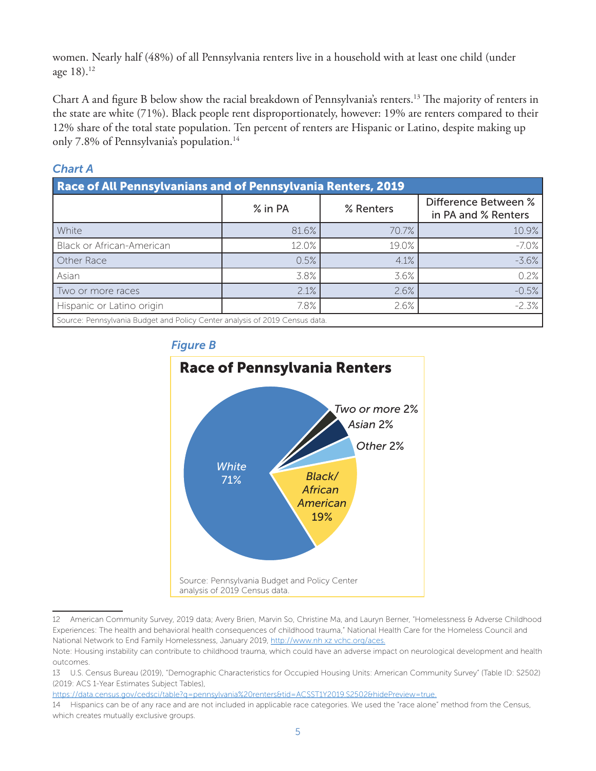women. Nearly half (48%) of all Pennsylvania renters live in a household with at least one child (under age 18).[12]

Chart A and figure B below show the racial breakdown of Pennsylvania's renters.[13] The majority of renters in the state are white (71%). Black people rent disproportionately, however: 19% are renters compared to their 12% share of the total state population. Ten percent of renters are Hispanic or Latino, despite making up only 7.8% of Pennsylvania's population.[14]

*Chart A*

**Race of All Pennsylvanians and of Pennsylvania Renters, 2019**

| | % in PA | % Renters | Difference Between % in PA and % Renters |
|---|---|---|---|
| White | 81.6% | 70.7% | 10.9% |
| Black or African-American | 12.0% | 19.0% | -7.0% |
| Other Race | 0.5% | 4.1% | -3.6% |
| Asian | 3.8% | 3.6% | 0.2% |
| Two or more races | 2.1% | 2.6% | -0.5% |
| Hispanic or Latino origin | 7.8% | 2.6% | -2.3% |

Source: Pennsylvania Budget and Policy Center analysis of 2019 Census data.

*Figure B*

**Race of Pennsylvania Renters**

| Race | Share |
|---|---|
| White | 71% |
| Black/African American | 19% |
| Other | 2% |
| Asian | 2% |
| Two or more | 2% |

Source: Pennsylvania Budget and Policy Center analysis of 2019 Census data.

---

12 American Community Survey, 2019 data; Avery Brien, Marvin So, Christine Ma, and Lauryn Berner, "Homelessness & Adverse Childhood Experiences: The health and behavioral health consequences of childhood trauma," National Health Care for the Homeless Council and National Network to End Family Homelessness, January 2019, http://www.nh xz vchc.org/aces.

Note: Housing instability can contribute to childhood trauma, which could have an adverse impact on neurological development and health outcomes.

13 U.S. Census Bureau (2019), "Demographic Characteristics for Occupied Housing Units: American Community Survey" (Table ID: S2502) (2019: ACS 1-Year Estimates Subject Tables), https://data.census.gov/cedsci/table?q=pennsylvania%20renters&tid=ACSST1Y2019.S2502&hidePreview=true.

14 Hispanics can be of any race and are not included in applicable race categories. We used the "race alone" method from the Census, which creates mutually exclusive groups.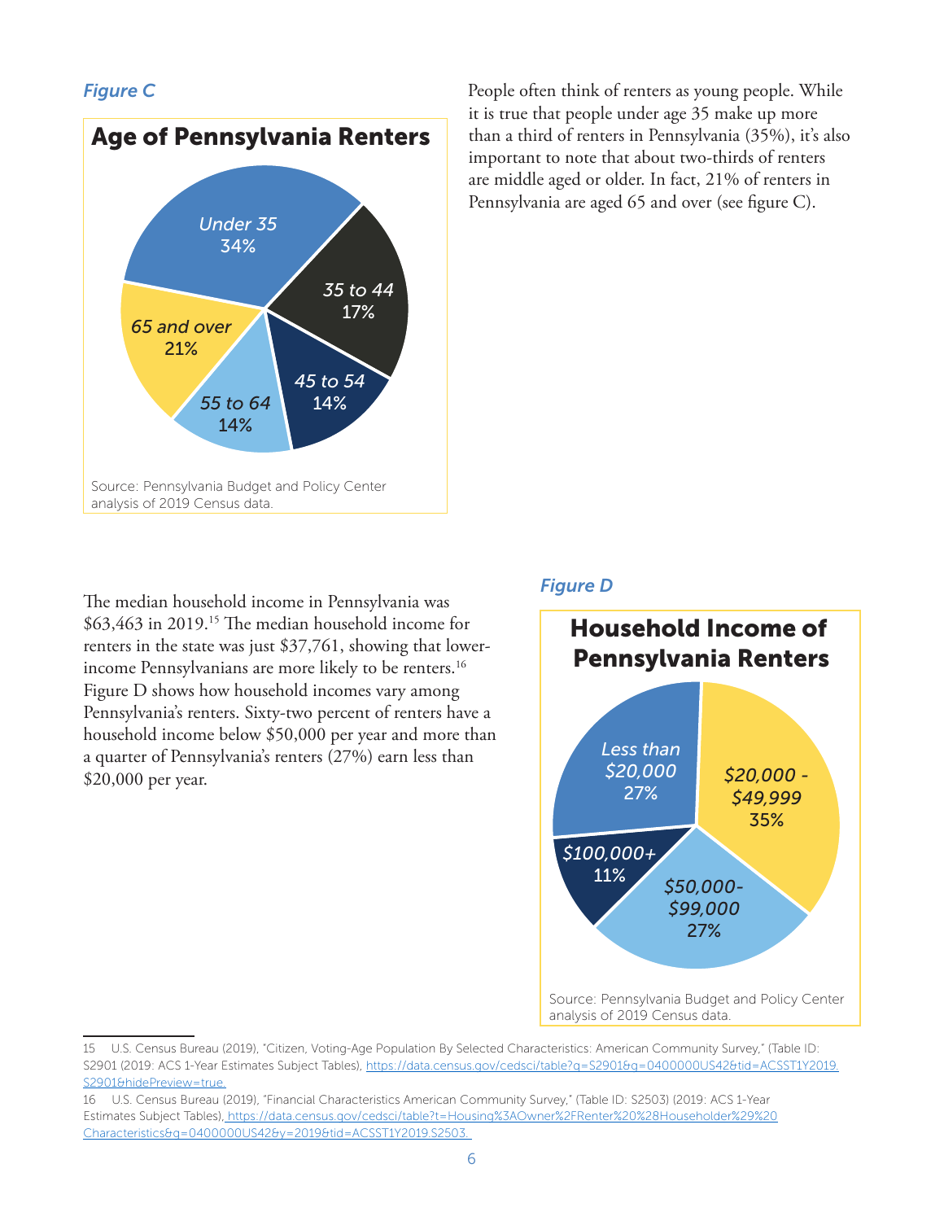*Figure C*

**Age of Pennsylvania Renters**

| Age | Share |
| --- | --- |
| Under 35 | 34% |
| 35 to 44 | 17% |
| 45 to 54 | 14% |
| 55 to 64 | 14% |
| 65 and over | 21% |

Source: Pennsylvania Budget and Policy Center analysis of 2019 Census data.

People often think of renters as young people. While it is true that people under age 35 make up more than a third of renters in Pennsylvania (35%), it's also important to note that about two-thirds of renters are middle aged or older. In fact, 21% of renters in Pennsylvania are aged 65 and over (see figure C).

The median household income in Pennsylvania was $63,463 in 2019.[15] The median household income for renters in the state was just $37,761, showing that lower-income Pennsylvanians are more likely to be renters.[16] Figure D shows how household incomes vary among Pennsylvania's renters. Sixty-two percent of renters have a household income below $50,000 per year and more than a quarter of Pennsylvania's renters (27%) earn less than $20,000 per year.

*Figure D*

**Household Income of Pennsylvania Renters**

| Household Income | Share |
| --- | --- |
| Less than $20,000 | 27% |
| $20,000 - $49,999 | 35% |
| $50,000-$99,000 | 27% |
| $100,000+ | 11% |

Source: Pennsylvania Budget and Policy Center analysis of 2019 Census data.

---

15 U.S. Census Bureau (2019), "Citizen, Voting-Age Population By Selected Characteristics: American Community Survey," (Table ID: S2901 (2019: ACS 1-Year Estimates Subject Tables), https://data.census.gov/cedsci/table?q=S2901&g=0400000US42&tid=ACSST1Y2019.S2901&hidePreview=true.

16 U.S. Census Bureau (2019), "Financial Characteristics American Community Survey," (Table ID: S2503) (2019: ACS 1-Year Estimates Subject Tables), https://data.census.gov/cedsci/table?t=Housing%3AOwner%2FRenter%20%28Householder%29%20Characteristics&g=0400000US42&y=2019&tid=ACSST1Y2019.S2503.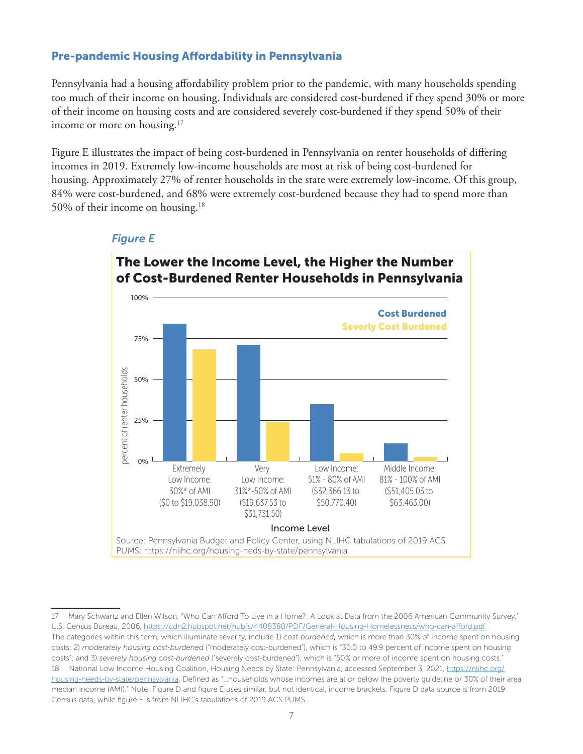## Pre-pandemic Housing Affordability in Pennsylvania

Pennsylvania had a housing affordability problem prior to the pandemic, with many households spending too much of their income on housing. Individuals are considered cost-burdened if they spend 30% or more of their income on housing costs and are considered severely cost-burdened if they spend 50% of their income or more on housing.[17]

Figure E illustrates the impact of being cost-burdened in Pennsylvania on renter households of differing incomes in 2019. Extremely low-income households are most at risk of being cost-burdened for housing. Approximately 27% of renter households in the state were extremely low-income. Of this group, 84% were cost-burdened, and 68% were extremely cost-burdened because they had to spend more than 50% of their income on housing.[18]

*Figure E*

**The Lower the Income Level, the Higher the Number of Cost-Burdened Renter Households in Pennsylvania**

Legend: Cost Burdened; Severely Cost Burdened

Y-axis: percent of renter households (0%, 25%, 50%, 75%, 100%)

X-axis: Income Level
- Extremely Low Income: 30%* of AMI ($0 to $19,038.90)
- Very Low Income: 31%*-50% of AMI ($19,637.53 to $31,731.50)
- Low Income: 51% - 80% of AMI ($32,366.13 to $50,770.40)
- Middle Income: 81% - 100% of AMI ($51,405.03 to $63,463.00)

Source: Pennsylvania Budget and Policy Center, using NLIHC tabulations of 2019 ACS PUMS; https://nlihc.org/housing-neds-by-state/pennsylvania

---

17 Mary Schwartz and Ellen Wilson, "Who Can Afford To Live in a Home?: A Look at Data from the 2006 American Community Survey," U.S. Census Bureau, 2006, https://cdn2.hubspot.net/hubfs/4408380/PDF/General-Housing-Homelessness/who-can-afford.pdf. The categories within this term, which illuminate severity, include 1) *cost-burdened*, which is more than 30% of income spent on housing costs; 2) *moderately housing cost-burdened* ("moderately cost-burdened"), which is "30.0 to 49.9 percent of income spent on housing costs"; and 3) *severely housing cost-burdened* ("severely cost-burdened"), which is "50% or more of income spent on housing costs."

18 National Low Income Housing Coalition, Housing Needs by State: Pennsylvania, accessed September 3, 2021, https://nlihc.org/housing-needs-by-state/pennsylvania. Defined as "...households whose incomes are at or below the poverty guideline or 30% of their area median income (AMI)." Note: Figure D and figure E uses similar, but not identical, income brackets. Figure D data source is from 2019 Census data, while figure F is from NLIHC's tabulations of 2019 ACS PUMS.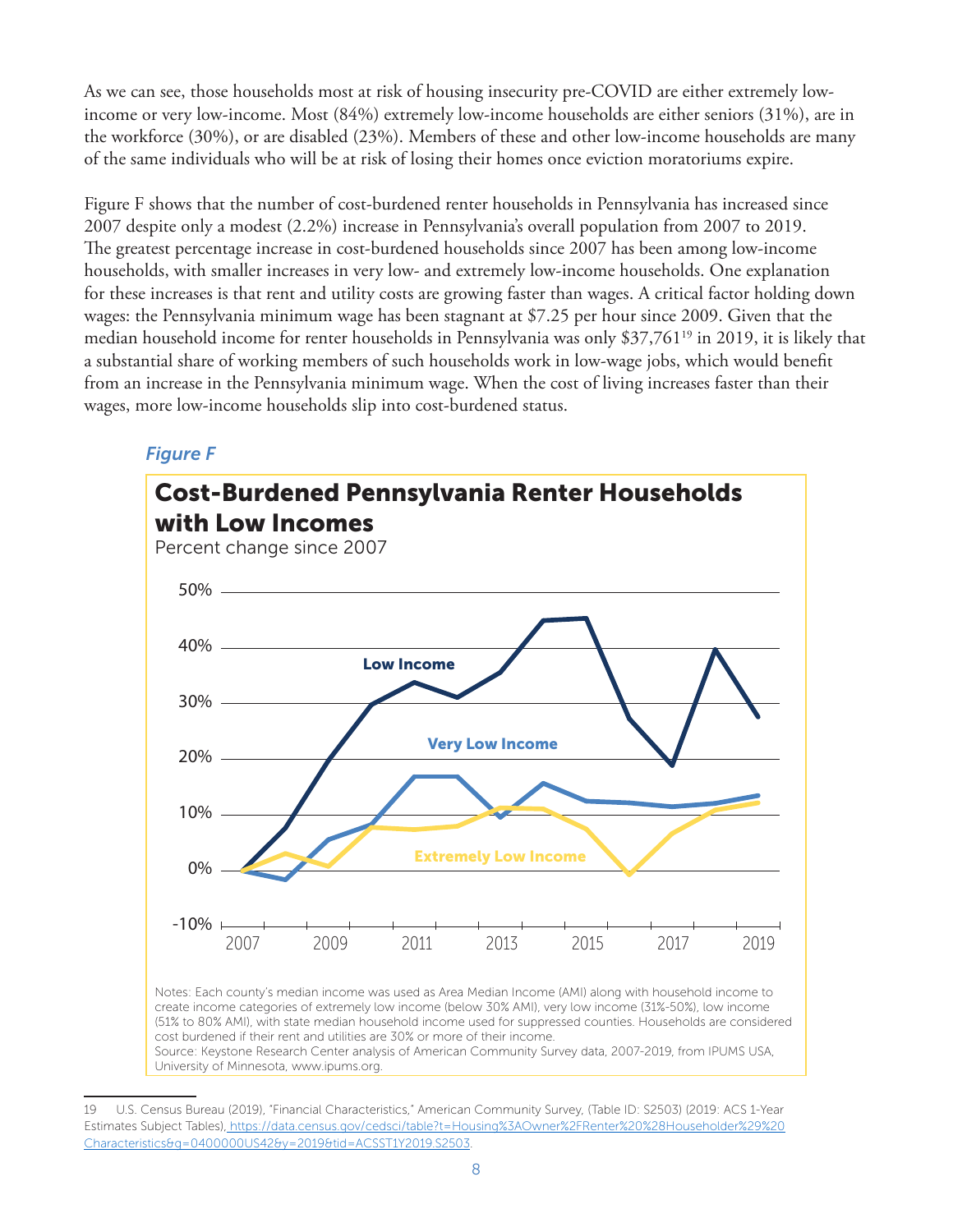As we can see, those households most at risk of housing insecurity pre-COVID are either extremely low-income or very low-income. Most (84%) extremely low-income households are either seniors (31%), are in the workforce (30%), or are disabled (23%). Members of these and other low-income households are many of the same individuals who will be at risk of losing their homes once eviction moratoriums expire.

Figure F shows that the number of cost-burdened renter households in Pennsylvania has increased since 2007 despite only a modest (2.2%) increase in Pennsylvania's overall population from 2007 to 2019. The greatest percentage increase in cost-burdened households since 2007 has been among low-income households, with smaller increases in very low- and extremely low-income households. One explanation for these increases is that rent and utility costs are growing faster than wages. A critical factor holding down wages: the Pennsylvania minimum wage has been stagnant at $7.25 per hour since 2009. Given that the median household income for renter households in Pennsylvania was only $37,761[19] in 2019, it is likely that a substantial share of working members of such households work in low-wage jobs, which would benefit from an increase in the Pennsylvania minimum wage. When the cost of living increases faster than their wages, more low-income households slip into cost-burdened status.

*Figure F*

## Cost-Burdened Pennsylvania Renter Households with Low Incomes

Percent change since 2007

Notes: Each county's median income was used as Area Median Income (AMI) along with household income to create income categories of extremely low income (below 30% AMI), very low income (31%-50%), low income (51% to 80% AMI), with state median household income used for suppressed counties. Households are considered cost burdened if their rent and utilities are 30% or more of their income.
Source: Keystone Research Center analysis of American Community Survey data, 2007-2019, from IPUMS USA, University of Minnesota, www.ipums.org.

---

19 U.S. Census Bureau (2019), "Financial Characteristics," American Community Survey, (Table ID: S2503) (2019: ACS 1-Year Estimates Subject Tables), https://data.census.gov/cedsci/table?t=Housing%3AOwner%2FRenter%20%28Householder%29%20Characteristics&g=0400000US42&y=2019&tid=ACSST1Y2019.S2503.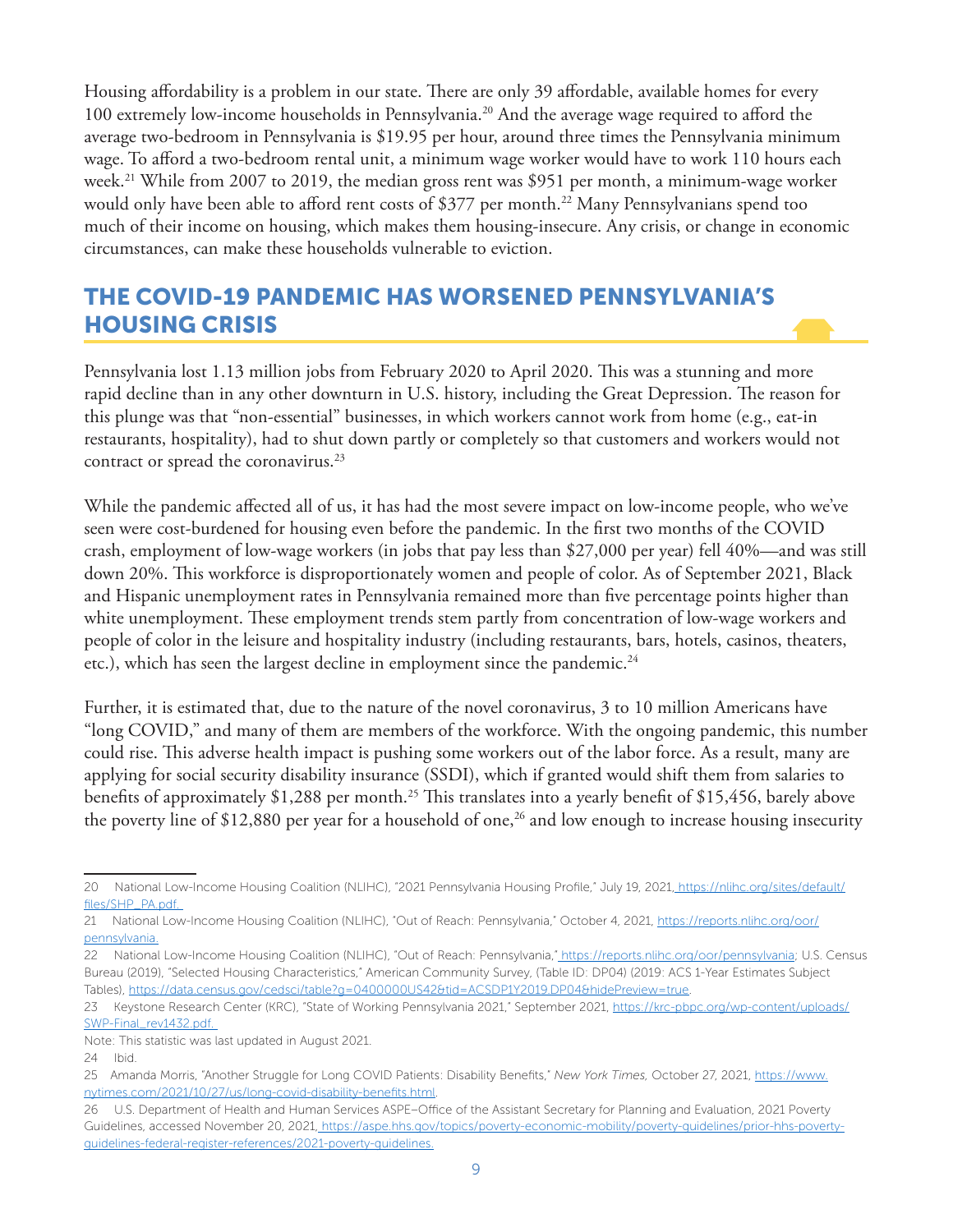Housing affordability is a problem in our state. There are only 39 affordable, available homes for every 100 extremely low-income households in Pennsylvania.[20] And the average wage required to afford the average two-bedroom in Pennsylvania is $19.95 per hour, around three times the Pennsylvania minimum wage. To afford a two-bedroom rental unit, a minimum wage worker would have to work 110 hours each week.[21] While from 2007 to 2019, the median gross rent was $951 per month, a minimum-wage worker would only have been able to afford rent costs of $377 per month.[22] Many Pennsylvanians spend too much of their income on housing, which makes them housing-insecure. Any crisis, or change in economic circumstances, can make these households vulnerable to eviction.

## THE COVID-19 PANDEMIC HAS WORSENED PENNSYLVANIA'S HOUSING CRISIS

Pennsylvania lost 1.13 million jobs from February 2020 to April 2020. This was a stunning and more rapid decline than in any other downturn in U.S. history, including the Great Depression. The reason for this plunge was that "non-essential" businesses, in which workers cannot work from home (e.g., eat-in restaurants, hospitality), had to shut down partly or completely so that customers and workers would not contract or spread the coronavirus.[23]

While the pandemic affected all of us, it has had the most severe impact on low-income people, who we've seen were cost-burdened for housing even before the pandemic. In the first two months of the COVID crash, employment of low-wage workers (in jobs that pay less than $27,000 per year) fell 40%—and was still down 20%. This workforce is disproportionately women and people of color. As of September 2021, Black and Hispanic unemployment rates in Pennsylvania remained more than five percentage points higher than white unemployment. These employment trends stem partly from concentration of low-wage workers and people of color in the leisure and hospitality industry (including restaurants, bars, hotels, casinos, theaters, etc.), which has seen the largest decline in employment since the pandemic.[24]

Further, it is estimated that, due to the nature of the novel coronavirus, 3 to 10 million Americans have "long COVID," and many of them are members of the workforce. With the ongoing pandemic, this number could rise. This adverse health impact is pushing some workers out of the labor force. As a result, many are applying for social security disability insurance (SSDI), which if granted would shift them from salaries to benefits of approximately $1,288 per month.[25] This translates into a yearly benefit of $15,456, barely above the poverty line of $12,880 per year for a household of one,[26] and low enough to increase housing insecurity

---

20 National Low-Income Housing Coalition (NLIHC), "2021 Pennsylvania Housing Profile," July 19, 2021, https://nlihc.org/sites/default/files/SHP_PA.pdf.

21 National Low-Income Housing Coalition (NLIHC), "Out of Reach: Pennsylvania," October 4, 2021, https://reports.nlihc.org/oor/pennsylvania.

22 National Low-Income Housing Coalition (NLIHC), "Out of Reach: Pennsylvania," https://reports.nlihc.org/oor/pennsylvania; U.S. Census Bureau (2019), "Selected Housing Characteristics," American Community Survey, (Table ID: DP04) (2019: ACS 1-Year Estimates Subject Tables), https://data.census.gov/cedsci/table?g=0400000US42&tid=ACSDP1Y2019.DP04&hidePreview=true.

23 Keystone Research Center (KRC), "State of Working Pennsylvania 2021," September 2021, https://krc-pbpc.org/wp-content/uploads/SWP-Final_rev1432.pdf.

Note: This statistic was last updated in August 2021.

24 Ibid.

25 Amanda Morris, "Another Struggle for Long COVID Patients: Disability Benefits," *New York Times,* October 27, 2021, https://www.nytimes.com/2021/10/27/us/long-covid-disability-benefits.html.

26 U.S. Department of Health and Human Services ASPE–Office of the Assistant Secretary for Planning and Evaluation, 2021 Poverty Guidelines, accessed November 20, 2021, https://aspe.hhs.gov/topics/poverty-economic-mobility/poverty-guidelines/prior-hhs-poverty-guidelines-federal-register-references/2021-poverty-guidelines.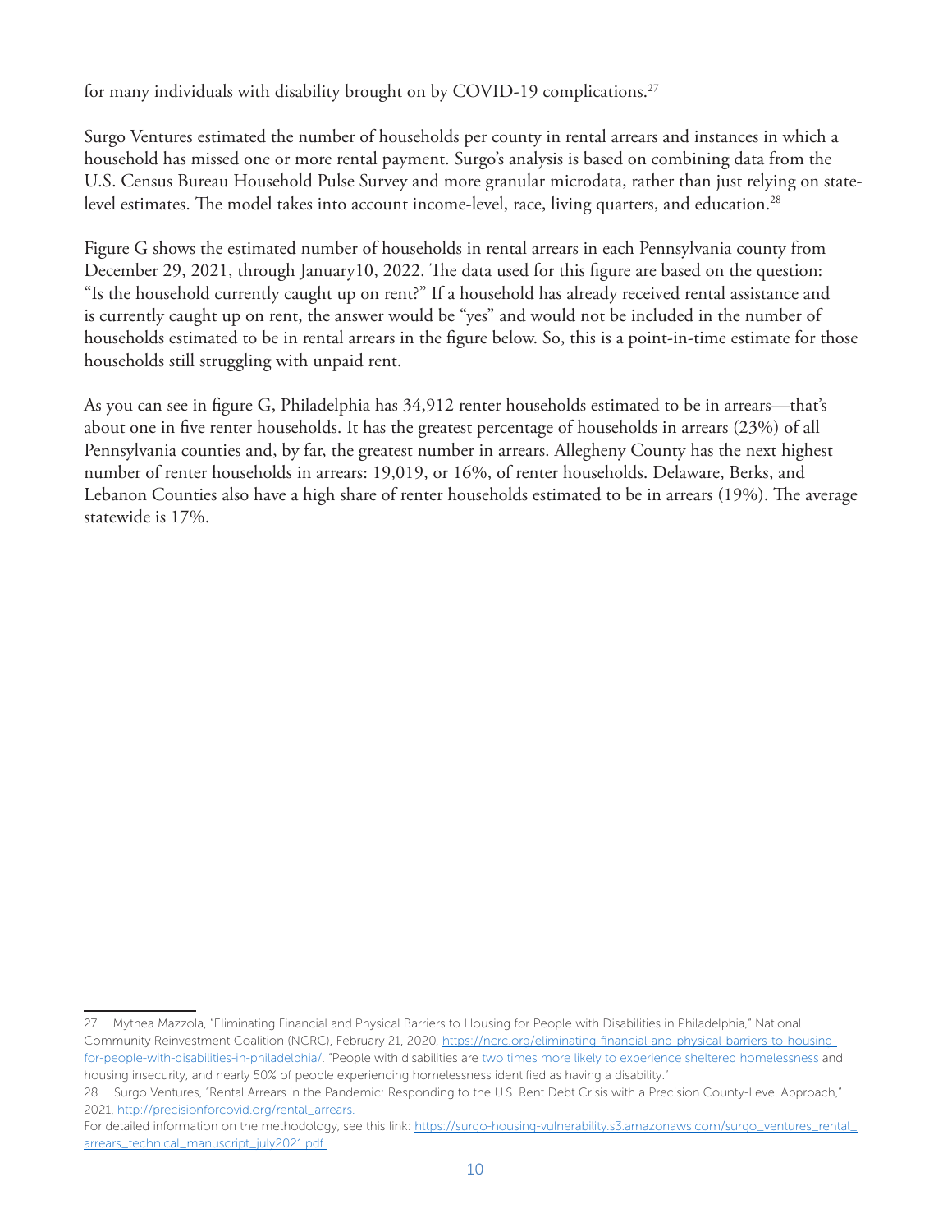for many individuals with disability brought on by COVID-19 complications.[27]

Surgo Ventures estimated the number of households per county in rental arrears and instances in which a household has missed one or more rental payment. Surgo's analysis is based on combining data from the U.S. Census Bureau Household Pulse Survey and more granular microdata, rather than just relying on state-level estimates. The model takes into account income-level, race, living quarters, and education.[28]

Figure G shows the estimated number of households in rental arrears in each Pennsylvania county from December 29, 2021, through January10, 2022. The data used for this figure are based on the question: "Is the household currently caught up on rent?" If a household has already received rental assistance and is currently caught up on rent, the answer would be "yes" and would not be included in the number of households estimated to be in rental arrears in the figure below. So, this is a point-in-time estimate for those households still struggling with unpaid rent.

As you can see in figure G, Philadelphia has 34,912 renter households estimated to be in arrears—that's about one in five renter households. It has the greatest percentage of households in arrears (23%) of all Pennsylvania counties and, by far, the greatest number in arrears. Allegheny County has the next highest number of renter households in arrears: 19,019, or 16%, of renter households. Delaware, Berks, and Lebanon Counties also have a high share of renter households estimated to be in arrears (19%). The average statewide is 17%.

---

27 Mythea Mazzola, "Eliminating Financial and Physical Barriers to Housing for People with Disabilities in Philadelphia," National Community Reinvestment Coalition (NCRC), February 21, 2020, https://ncrc.org/eliminating-financial-and-physical-barriers-to-housing-for-people-with-disabilities-in-philadelphia/. "People with disabilities are two times more likely to experience sheltered homelessness and housing insecurity, and nearly 50% of people experiencing homelessness identified as having a disability."

28 Surgo Ventures, "Rental Arrears in the Pandemic: Responding to the U.S. Rent Debt Crisis with a Precision County-Level Approach," 2021, http://precisionforcovid.org/rental_arrears.

For detailed information on the methodology, see this link: https://surgo-housing-vulnerability.s3.amazonaws.com/surgo_ventures_rental_arrears_technical_manuscript_july2021.pdf.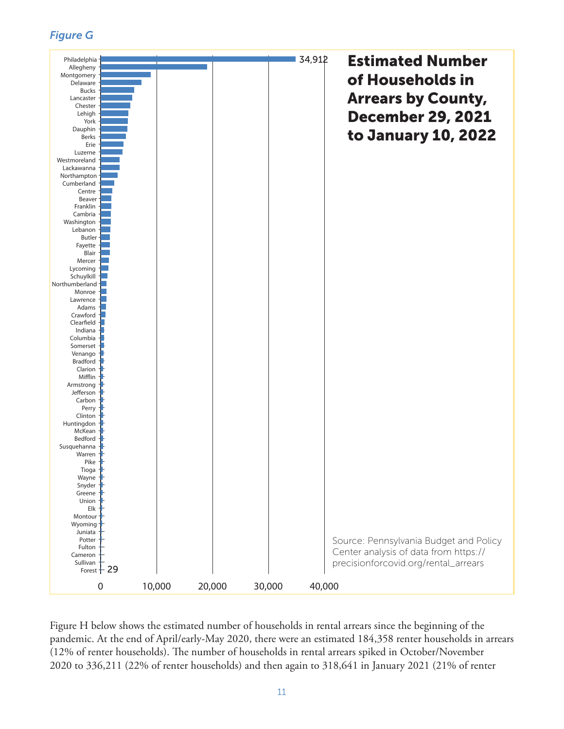*Figure G*

## Estimated Number of Households in Arrears by County, December 29, 2021 to January 10, 2022

Philadelphia 34,912
Allegheny
Montgomery
Delaware
Bucks
Lancaster
Chester
Lehigh
York
Dauphin
Berks
Erie
Luzerne
Westmoreland
Lackawanna
Northampton
Cumberland
Centre
Beaver
Franklin
Cambria
Washington
Lebanon
Butler
Fayette
Blair
Mercer
Lycoming
Schuylkill
Northumberland
Monroe
Lawrence
Adams
Crawford
Clearfield
Indiana
Columbia
Somerset
Venango
Bradford
Clarion
Mifflin
Armstrong
Jefferson
Carbon
Perry
Clinton
Huntingdon
McKean
Bedford
Susquehanna
Warren
Pike
Tioga
Wayne
Snyder
Greene
Union
Elk
Montour
Wyoming
Juniata
Potter
Fulton
Cameron
Sullivan
Forest 29

0 10,000 20,000 30,000 40,000

Source: Pennsylvania Budget and Policy Center analysis of data from https://precisionforcovid.org/rental_arrears

Figure H below shows the estimated number of households in rental arrears since the beginning of the pandemic. At the end of April/early-May 2020, there were an estimated 184,358 renter households in arrears (12% of renter households). The number of households in rental arrears spiked in October/November 2020 to 336,211 (22% of renter households) and then again to 318,641 in January 2021 (21% of renter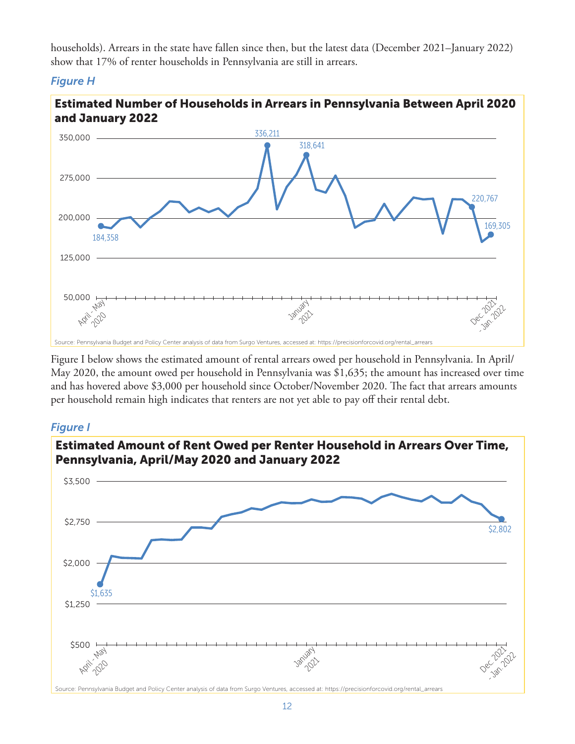households). Arrears in the state have fallen since then, but the latest data (December 2021–January 2022) show that 17% of renter households in Pennsylvania are still in arrears.

*Figure H*

**Estimated Number of Households in Arrears in Pennsylvania Between April 2020 and January 2022**

Source: Pennsylvania Budget and Policy Center analysis of data from Surgo Ventures, accessed at: https://precisionforcovid.org/rental_arrears

Figure I below shows the estimated amount of rental arrears owed per household in Pennsylvania. In April/May 2020, the amount owed per household in Pennsylvania was $1,635; the amount has increased over time and has hovered above $3,000 per household since October/November 2020. The fact that arrears amounts per household remain high indicates that renters are not yet able to pay off their rental debt.

*Figure I*

**Estimated Amount of Rent Owed per Renter Household in Arrears Over Time, Pennsylvania, April/May 2020 and January 2022**

Source: Pennsylvania Budget and Policy Center analysis of data from Surgo Ventures, accessed at: https://precisionforcovid.org/rental_arrears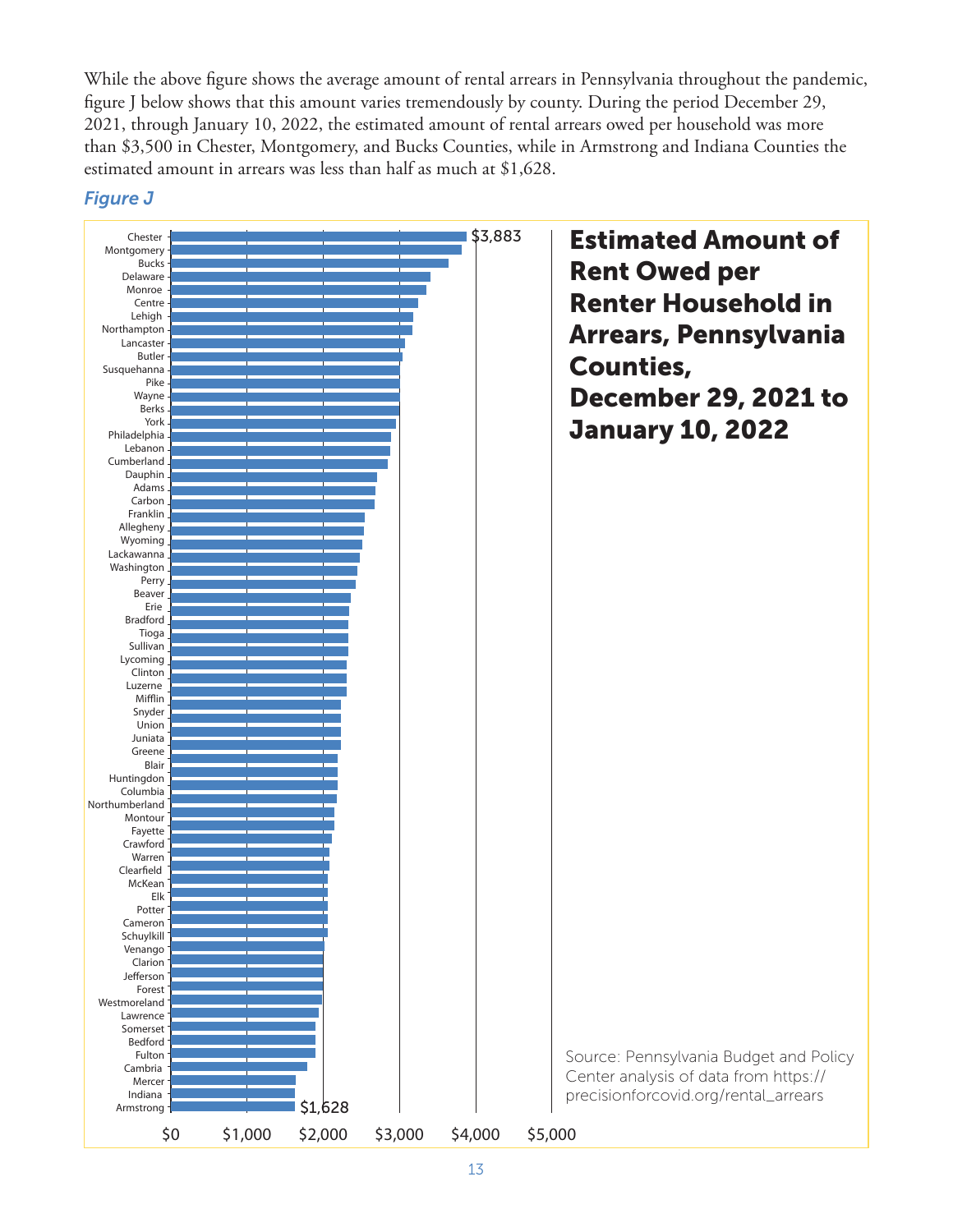While the above figure shows the average amount of rental arrears in Pennsylvania throughout the pandemic, figure J below shows that this amount varies tremendously by county. During the period December 29, 2021, through January 10, 2022, the estimated amount of rental arrears owed per household was more than $3,500 in Chester, Montgomery, and Bucks Counties, while in Armstrong and Indiana Counties the estimated amount in arrears was less than half as much at $1,628.

*Figure J*

## Estimated Amount of Rent Owed per Renter Household in Arrears, Pennsylvania Counties, December 29, 2021 to January 10, 2022

Counties (highest to lowest): Chester ($3,883), Montgomery, Bucks, Delaware, Monroe, Centre, Lehigh, Northampton, Lancaster, Butler, Susquehanna, Pike, Wayne, Berks, York, Philadelphia, Lebanon, Cumberland, Dauphin, Adams, Carbon, Franklin, Allegheny, Wyoming, Lackawanna, Washington, Perry, Beaver, Erie, Bradford, Tioga, Sullivan, Lycoming, Clinton, Luzerne, Mifflin, Snyder, Union, Juniata, Greene, Blair, Huntingdon, Columbia, Northumberland, Montour, Fayette, Crawford, Warren, Clearfield, McKean, Elk, Potter, Cameron, Schuylkill, Venango, Clarion, Jefferson, Forest, Westmoreland, Lawrence, Somerset, Bedford, Fulton, Cambria, Mercer, Indiana, Armstrong ($1,628)

Axis: $0, $1,000, $2,000, $3,000, $4,000, $5,000

Source: Pennsylvania Budget and Policy Center analysis of data from https://precisionforcovid.org/rental_arrears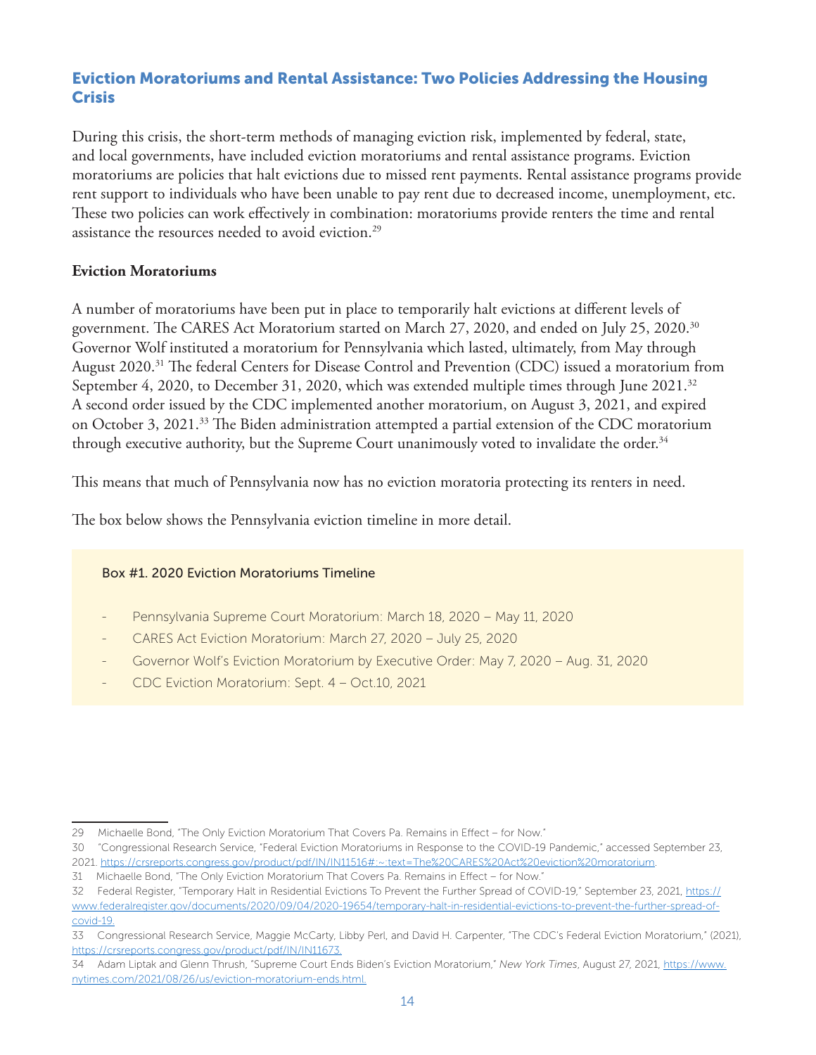## Eviction Moratoriums and Rental Assistance: Two Policies Addressing the Housing Crisis

During this crisis, the short-term methods of managing eviction risk, implemented by federal, state, and local governments, have included eviction moratoriums and rental assistance programs. Eviction moratoriums are policies that halt evictions due to missed rent payments. Rental assistance programs provide rent support to individuals who have been unable to pay rent due to decreased income, unemployment, etc. These two policies can work effectively in combination: moratoriums provide renters the time and rental assistance the resources needed to avoid eviction.[29]

### Eviction Moratoriums

A number of moratoriums have been put in place to temporarily halt evictions at different levels of government. The CARES Act Moratorium started on March 27, 2020, and ended on July 25, 2020.[30] Governor Wolf instituted a moratorium for Pennsylvania which lasted, ultimately, from May through August 2020.[31] The federal Centers for Disease Control and Prevention (CDC) issued a moratorium from September 4, 2020, to December 31, 2020, which was extended multiple times through June 2021.[32] A second order issued by the CDC implemented another moratorium, on August 3, 2021, and expired on October 3, 2021.[33] The Biden administration attempted a partial extension of the CDC moratorium through executive authority, but the Supreme Court unanimously voted to invalidate the order.[34]

This means that much of Pennsylvania now has no eviction moratoria protecting its renters in need.

The box below shows the Pennsylvania eviction timeline in more detail.

> **Box #1. 2020 Eviction Moratoriums Timeline**
>
> - Pennsylvania Supreme Court Moratorium: March 18, 2020 – May 11, 2020
> - CARES Act Eviction Moratorium: March 27, 2020 – July 25, 2020
> - Governor Wolf's Eviction Moratorium by Executive Order: May 7, 2020 – Aug. 31, 2020
> - CDC Eviction Moratorium: Sept. 4 – Oct.10, 2021

---

29 Michaelle Bond, "The Only Eviction Moratorium That Covers Pa. Remains in Effect – for Now."

30 "Congressional Research Service, "Federal Eviction Moratoriums in Response to the COVID-19 Pandemic," accessed September 23, 2021. https://crsreports.congress.gov/product/pdf/IN/IN11516#:~:text=The%20CARES%20Act%20eviction%20moratorium.

31 Michaelle Bond, "The Only Eviction Moratorium That Covers Pa. Remains in Effect – for Now."

32 Federal Register, "Temporary Halt in Residential Evictions To Prevent the Further Spread of COVID-19," September 23, 2021, https://www.federalregister.gov/documents/2020/09/04/2020-19654/temporary-halt-in-residential-evictions-to-prevent-the-further-spread-of-covid-19.

33 Congressional Research Service, Maggie McCarty, Libby Perl, and David H. Carpenter, "The CDC's Federal Eviction Moratorium," (2021), https://crsreports.congress.gov/product/pdf/IN/IN11673.

34 Adam Liptak and Glenn Thrush, "Supreme Court Ends Biden's Eviction Moratorium," *New York Times*, August 27, 2021, https://www.nytimes.com/2021/08/26/us/eviction-moratorium-ends.html.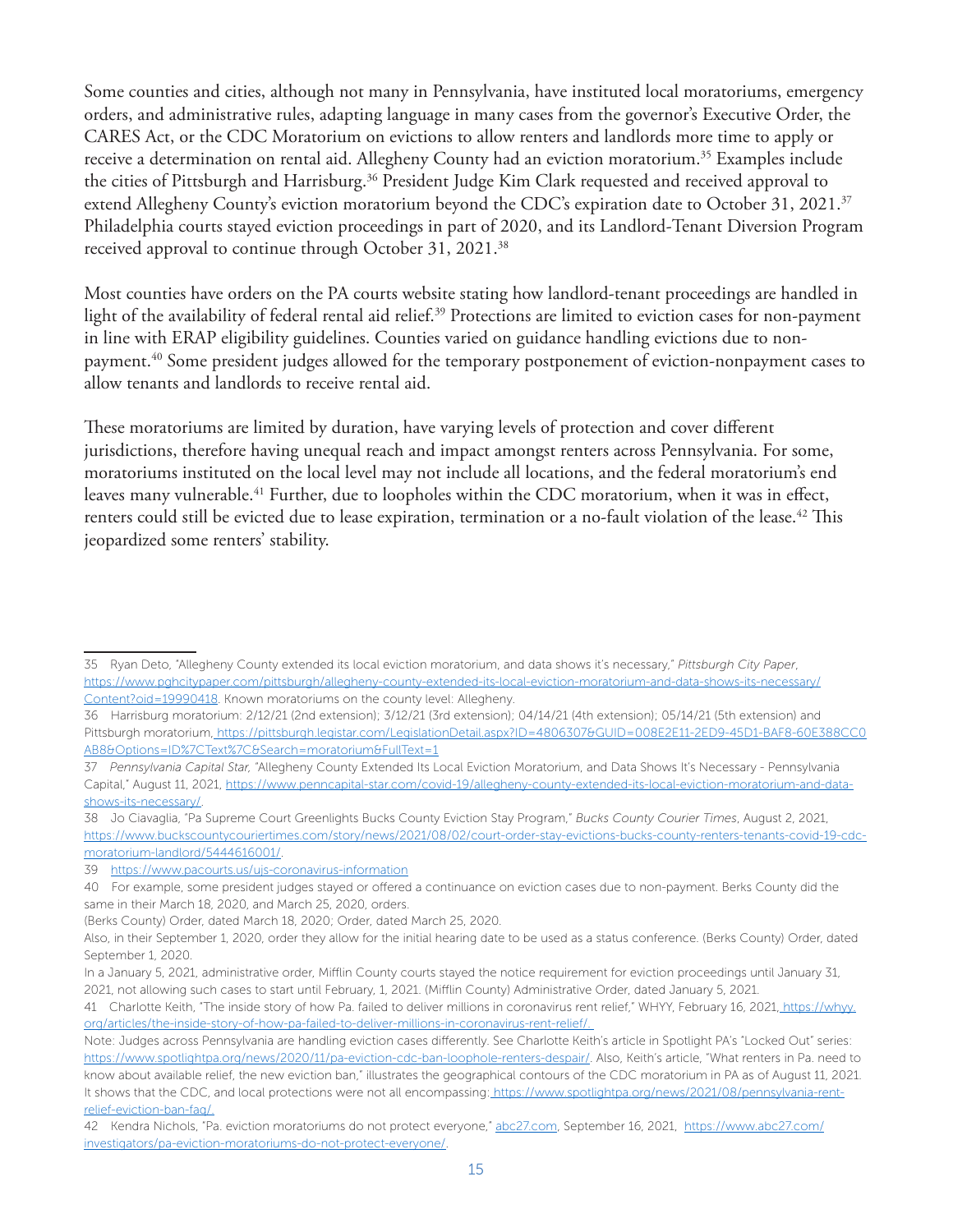Some counties and cities, although not many in Pennsylvania, have instituted local moratoriums, emergency orders, and administrative rules, adapting language in many cases from the governor's Executive Order, the CARES Act, or the CDC Moratorium on evictions to allow renters and landlords more time to apply or receive a determination on rental aid. Allegheny County had an eviction moratorium.[35] Examples include the cities of Pittsburgh and Harrisburg.[36] President Judge Kim Clark requested and received approval to extend Allegheny County's eviction moratorium beyond the CDC's expiration date to October 31, 2021.[37] Philadelphia courts stayed eviction proceedings in part of 2020, and its Landlord-Tenant Diversion Program received approval to continue through October 31, 2021.[38]

Most counties have orders on the PA courts website stating how landlord-tenant proceedings are handled in light of the availability of federal rental aid relief.[39] Protections are limited to eviction cases for non-payment in line with ERAP eligibility guidelines. Counties varied on guidance handling evictions due to non-payment.[40] Some president judges allowed for the temporary postponement of eviction-nonpayment cases to allow tenants and landlords to receive rental aid.

These moratoriums are limited by duration, have varying levels of protection and cover different jurisdictions, therefore having unequal reach and impact amongst renters across Pennsylvania. For some, moratoriums instituted on the local level may not include all locations, and the federal moratorium's end leaves many vulnerable.[41] Further, due to loopholes within the CDC moratorium, when it was in effect, renters could still be evicted due to lease expiration, termination or a no-fault violation of the lease.[42] This jeopardized some renters' stability.

---

35 Ryan Deto, "Allegheny County extended its local eviction moratorium, and data shows it's necessary," *Pittsburgh City Paper*, https://www.pghcitypaper.com/pittsburgh/allegheny-county-extended-its-local-eviction-moratorium-and-data-shows-its-necessary/Content?oid=19990418. Known moratoriums on the county level: Allegheny.

36 Harrisburg moratorium: 2/12/21 (2nd extension); 3/12/21 (3rd extension); 04/14/21 (4th extension); 05/14/21 (5th extension) and Pittsburgh moratorium, https://pittsburgh.legistar.com/LegislationDetail.aspx?ID=4806307&GUID=008E2E11-2ED9-45D1-BAF8-60E388CC0AB8&Options=ID%7CText%7C&Search=moratorium&FullText=1

37 *Pennsylvania Capital Star,* "Allegheny County Extended Its Local Eviction Moratorium, and Data Shows It's Necessary - Pennsylvania Capital," August 11, 2021, https://www.penncapital-star.com/covid-19/allegheny-county-extended-its-local-eviction-moratorium-and-data-shows-its-necessary/.

38 Jo Ciavaglia, "Pa Supreme Court Greenlights Bucks County Eviction Stay Program," *Bucks County Courier Times*, August 2, 2021, https://www.buckscountycouriertimes.com/story/news/2021/08/02/court-order-stay-evictions-bucks-county-renters-tenants-covid-19-cdc-moratorium-landlord/5444616001/.

39 https://www.pacourts.us/ujs-coronavirus-information

40 For example, some president judges stayed or offered a continuance on eviction cases due to non-payment. Berks County did the same in their March 18, 2020, and March 25, 2020, orders.

(Berks County) Order, dated March 18, 2020; Order, dated March 25, 2020.

Also, in their September 1, 2020, order they allow for the initial hearing date to be used as a status conference. (Berks County) Order, dated September 1, 2020.

In a January 5, 2021, administrative order, Mifflin County courts stayed the notice requirement for eviction proceedings until January 31, 2021, not allowing such cases to start until February, 1, 2021. (Mifflin County) Administrative Order, dated January 5, 2021.

41 Charlotte Keith, "The inside story of how Pa. failed to deliver millions in coronavirus rent relief," WHYY, February 16, 2021, https://whyy.org/articles/the-inside-story-of-how-pa-failed-to-deliver-millions-in-coronavirus-rent-relief/.

Note: Judges across Pennsylvania are handling eviction cases differently. See Charlotte Keith's article in Spotlight PA's "Locked Out" series: https://www.spotlightpa.org/news/2020/11/pa-eviction-cdc-ban-loophole-renters-despair/. Also, Keith's article, "What renters in Pa. need to know about available relief, the new eviction ban," illustrates the geographical contours of the CDC moratorium in PA as of August 11, 2021. It shows that the CDC, and local protections were not all encompassing: https://www.spotlightpa.org/news/2021/08/pennsylvania-rent-relief-eviction-ban-faq/.

42 Kendra Nichols, "Pa. eviction moratoriums do not protect everyone," abc27.com, September 16, 2021, https://www.abc27.com/investigators/pa-eviction-moratoriums-do-not-protect-everyone/.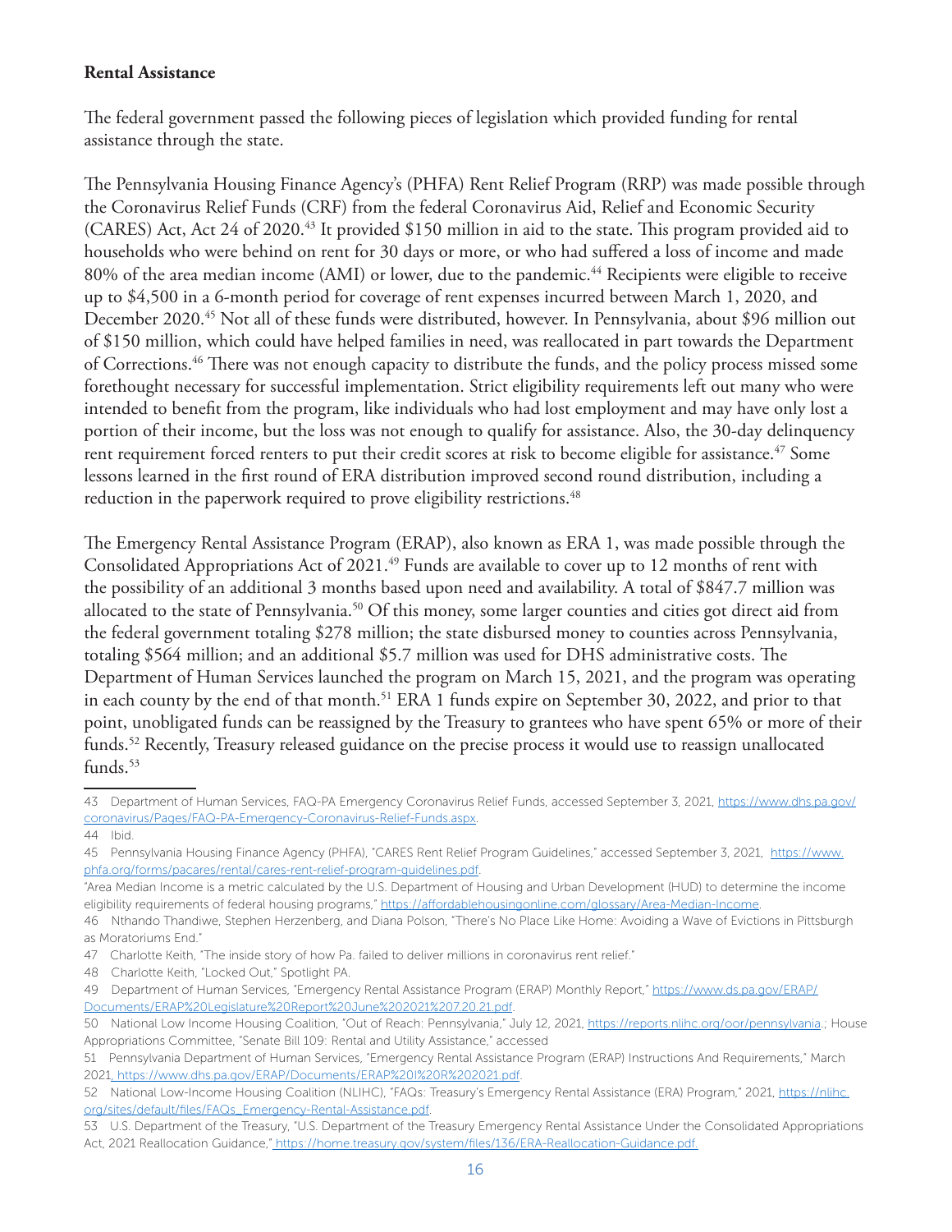**Rental Assistance**

The federal government passed the following pieces of legislation which provided funding for rental assistance through the state.

The Pennsylvania Housing Finance Agency's (PHFA) Rent Relief Program (RRP) was made possible through the Coronavirus Relief Funds (CRF) from the federal Coronavirus Aid, Relief and Economic Security (CARES) Act, Act 24 of 2020.[43] It provided $150 million in aid to the state. This program provided aid to households who were behind on rent for 30 days or more, or who had suffered a loss of income and made 80% of the area median income (AMI) or lower, due to the pandemic.[44] Recipients were eligible to receive up to $4,500 in a 6-month period for coverage of rent expenses incurred between March 1, 2020, and December 2020.[45] Not all of these funds were distributed, however. In Pennsylvania, about $96 million out of $150 million, which could have helped families in need, was reallocated in part towards the Department of Corrections.[46] There was not enough capacity to distribute the funds, and the policy process missed some forethought necessary for successful implementation. Strict eligibility requirements left out many who were intended to benefit from the program, like individuals who had lost employment and may have only lost a portion of their income, but the loss was not enough to qualify for assistance. Also, the 30-day delinquency rent requirement forced renters to put their credit scores at risk to become eligible for assistance.[47] Some lessons learned in the first round of ERA distribution improved second round distribution, including a reduction in the paperwork required to prove eligibility restrictions.[48]

The Emergency Rental Assistance Program (ERAP), also known as ERA 1, was made possible through the Consolidated Appropriations Act of 2021.[49] Funds are available to cover up to 12 months of rent with the possibility of an additional 3 months based upon need and availability. A total of $847.7 million was allocated to the state of Pennsylvania.[50] Of this money, some larger counties and cities got direct aid from the federal government totaling $278 million; the state disbursed money to counties across Pennsylvania, totaling $564 million; and an additional $5.7 million was used for DHS administrative costs. The Department of Human Services launched the program on March 15, 2021, and the program was operating in each county by the end of that month.[51] ERA 1 funds expire on September 30, 2022, and prior to that point, unobligated funds can be reassigned by the Treasury to grantees who have spent 65% or more of their funds.[52] Recently, Treasury released guidance on the precise process it would use to reassign unallocated funds.[53]

---

43 Department of Human Services, FAQ-PA Emergency Coronavirus Relief Funds, accessed September 3, 2021, https://www.dhs.pa.gov/coronavirus/Pages/FAQ-PA-Emergency-Coronavirus-Relief-Funds.aspx.

44 Ibid.

45 Pennsylvania Housing Finance Agency (PHFA), "CARES Rent Relief Program Guidelines," accessed September 3, 2021, https://www.phfa.org/forms/pacares/rental/cares-rent-relief-program-guidelines.pdf.

"Area Median Income is a metric calculated by the U.S. Department of Housing and Urban Development (HUD) to determine the income eligibility requirements of federal housing programs," https://affordablehousingonline.com/glossary/Area-Median-Income.

46 Nthando Thandiwe, Stephen Herzenberg, and Diana Polson, "There's No Place Like Home: Avoiding a Wave of Evictions in Pittsburgh as Moratoriums End."

47 Charlotte Keith, "The inside story of how Pa. failed to deliver millions in coronavirus rent relief."

48 Charlotte Keith, "Locked Out," Spotlight PA.

49 Department of Human Services, "Emergency Rental Assistance Program (ERAP) Monthly Report," https://www.ds.pa.gov/ERAP/Documents/ERAP%20Legislature%20Report%20June%202021%207.20.21.pdf.

50 National Low Income Housing Coalition, "Out of Reach: Pennsylvania," July 12, 2021, https://reports.nlihc.org/oor/pennsylvania.; House Appropriations Committee, "Senate Bill 109: Rental and Utility Assistance," accessed

51 Pennsylvania Department of Human Services, "Emergency Rental Assistance Program (ERAP) Instructions And Requirements," March 2021, https://www.dhs.pa.gov/ERAP/Documents/ERAP%20I%20R%202021.pdf.

52 National Low-Income Housing Coalition (NLIHC), "FAQs: Treasury's Emergency Rental Assistance (ERA) Program," 2021, https://nlihc.org/sites/default/files/FAQs_Emergency-Rental-Assistance.pdf.

53 U.S. Department of the Treasury, "U.S. Department of the Treasury Emergency Rental Assistance Under the Consolidated Appropriations Act, 2021 Reallocation Guidance," https://home.treasury.gov/system/files/136/ERA-Reallocation-Guidance.pdf.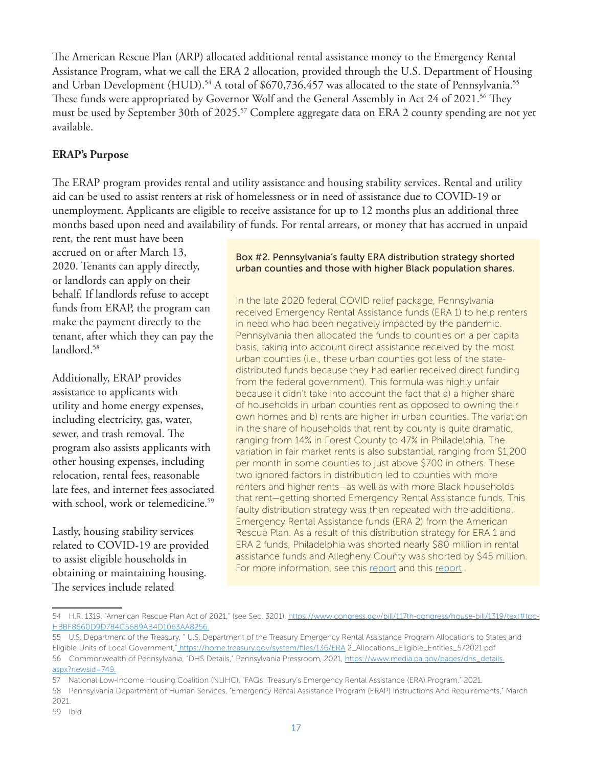The American Rescue Plan (ARP) allocated additional rental assistance money to the Emergency Rental Assistance Program, what we call the ERA 2 allocation, provided through the U.S. Department of Housing and Urban Development (HUD).[54] A total of $670,736,457 was allocated to the state of Pennsylvania.[55] These funds were appropriated by Governor Wolf and the General Assembly in Act 24 of 2021.[56] They must be used by September 30th of 2025.[57] Complete aggregate data on ERA 2 county spending are not yet available.

**ERAP's Purpose**

The ERAP program provides rental and utility assistance and housing stability services. Rental and utility aid can be used to assist renters at risk of homelessness or in need of assistance due to COVID-19 or unemployment. Applicants are eligible to receive assistance for up to 12 months plus an additional three months based upon need and availability of funds. For rental arrears, or money that has accrued in unpaid rent, the rent must have been accrued on or after March 13, 2020. Tenants can apply directly, or landlords can apply on their behalf. If landlords refuse to accept funds from ERAP, the program can make the payment directly to the tenant, after which they can pay the landlord.[58]

Additionally, ERAP provides assistance to applicants with utility and home energy expenses, including electricity, gas, water, sewer, and trash removal. The program also assists applicants with other housing expenses, including relocation, rental fees, reasonable late fees, and internet fees associated with school, work or telemedicine.[59]

Lastly, housing stability services related to COVID-19 are provided to assist eligible households in obtaining or maintaining housing. The services include related

> **Box #2. Pennsylvania's faulty ERA distribution strategy shorted urban counties and those with higher Black population shares.**
>
> In the late 2020 federal COVID relief package, Pennsylvania received Emergency Rental Assistance funds (ERA 1) to help renters in need who had been negatively impacted by the pandemic. Pennsylvania then allocated the funds to counties on a per capita basis, taking into account direct assistance received by the most urban counties (i.e., these urban counties got less of the state-distributed funds because they had earlier received direct funding from the federal government). This formula was highly unfair because it didn't take into account the fact that a) a higher share of households in urban counties rent as opposed to owning their own homes and b) rents are higher in urban counties. The variation in the share of households that rent by county is quite dramatic, ranging from 14% in Forest County to 47% in Philadelphia. The variation in fair market rents is also substantial, ranging from $1,200 per month in some counties to just above $700 in others. These two ignored factors in distribution led to counties with more renters and higher rents—as well as with more Black households that rent—getting shorted Emergency Rental Assistance funds. This faulty distribution strategy was then repeated with the additional Emergency Rental Assistance funds (ERA 2) from the American Rescue Plan. As a result of this distribution strategy for ERA 1 and ERA 2 funds, Philadelphia was shorted nearly $80 million in rental assistance funds and Allegheny County was shorted by $45 million. For more information, see this report and this report.

---

54 H.R. 1319, "American Rescue Plan Act of 2021," (see Sec. 3201), https://www.congress.gov/bill/117th-congress/house-bill/1319/text#toc-HBBF8660D9D784C56B9AB4D1063AA8256.

55 U.S. Department of the Treasury, " U.S. Department of the Treasury Emergency Rental Assistance Program Allocations to States and Eligible Units of Local Government," https://home.treasury.gov/system/files/136/ERA 2_Allocations_Eligible_Entities_572021.pdf

56 Commonwealth of Pennsylvania, "DHS Details," Pennsylvania Pressroom, 2021, https://www.media.pa.gov/pages/dhs_details.aspx?newsid=749.

57 National Low-Income Housing Coalition (NLIHC), "FAQs: Treasury's Emergency Rental Assistance (ERA) Program," 2021.

58 Pennsylvania Department of Human Services, "Emergency Rental Assistance Program (ERAP) Instructions And Requirements," March 2021.

59 Ibid.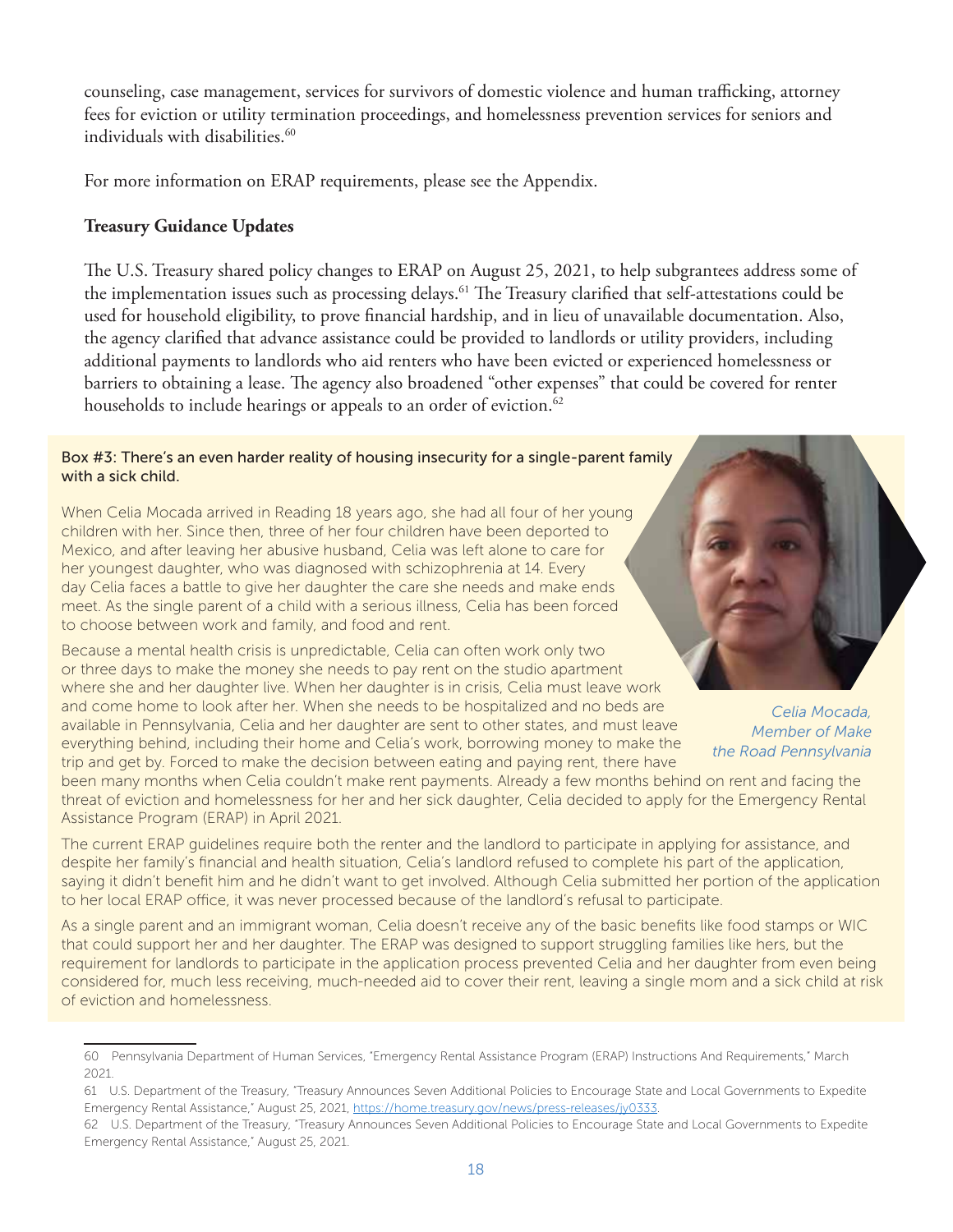counseling, case management, services for survivors of domestic violence and human trafficking, attorney fees for eviction or utility termination proceedings, and homelessness prevention services for seniors and individuals with disabilities.[60]

For more information on ERAP requirements, please see the Appendix.

**Treasury Guidance Updates**

The U.S. Treasury shared policy changes to ERAP on August 25, 2021, to help subgrantees address some of the implementation issues such as processing delays.[61] The Treasury clarified that self-attestations could be used for household eligibility, to prove financial hardship, and in lieu of unavailable documentation. Also, the agency clarified that advance assistance could be provided to landlords or utility providers, including additional payments to landlords who aid renters who have been evicted or experienced homelessness or barriers to obtaining a lease. The agency also broadened "other expenses" that could be covered for renter households to include hearings or appeals to an order of eviction.[62]

**Box #3: There's an even harder reality of housing insecurity for a single-parent family with a sick child.**

When Celia Mocada arrived in Reading 18 years ago, she had all four of her young children with her. Since then, three of her four children have been deported to Mexico, and after leaving her abusive husband, Celia was left alone to care for her youngest daughter, who was diagnosed with schizophrenia at 14. Every day Celia faces a battle to give her daughter the care she needs and make ends meet. As the single parent of a child with a serious illness, Celia has been forced to choose between work and family, and food and rent.

Because a mental health crisis is unpredictable, Celia can often work only two or three days to make the money she needs to pay rent on the studio apartment where she and her daughter live. When her daughter is in crisis, Celia must leave work and come home to look after her. When she needs to be hospitalized and no beds are available in Pennsylvania, Celia and her daughter are sent to other states, and must leave everything behind, including their home and Celia's work, borrowing money to make the trip and get by. Forced to make the decision between eating and paying rent, there have been many months when Celia couldn't make rent payments. Already a few months behind on rent and facing the threat of eviction and homelessness for her and her sick daughter, Celia decided to apply for the Emergency Rental Assistance Program (ERAP) in April 2021.

*Celia Mocada, Member of Make the Road Pennsylvania*

The current ERAP guidelines require both the renter and the landlord to participate in applying for assistance, and despite her family's financial and health situation, Celia's landlord refused to complete his part of the application, saying it didn't benefit him and he didn't want to get involved. Although Celia submitted her portion of the application to her local ERAP office, it was never processed because of the landlord's refusal to participate.

As a single parent and an immigrant woman, Celia doesn't receive any of the basic benefits like food stamps or WIC that could support her and her daughter. The ERAP was designed to support struggling families like hers, but the requirement for landlords to participate in the application process prevented Celia and her daughter from even being considered for, much less receiving, much-needed aid to cover their rent, leaving a single mom and a sick child at risk of eviction and homelessness.

---

60 Pennsylvania Department of Human Services, "Emergency Rental Assistance Program (ERAP) Instructions And Requirements," March 2021.

61 U.S. Department of the Treasury, "Treasury Announces Seven Additional Policies to Encourage State and Local Governments to Expedite Emergency Rental Assistance," August 25, 2021, https://home.treasury.gov/news/press-releases/jy0333.

62 U.S. Department of the Treasury, "Treasury Announces Seven Additional Policies to Encourage State and Local Governments to Expedite Emergency Rental Assistance," August 25, 2021.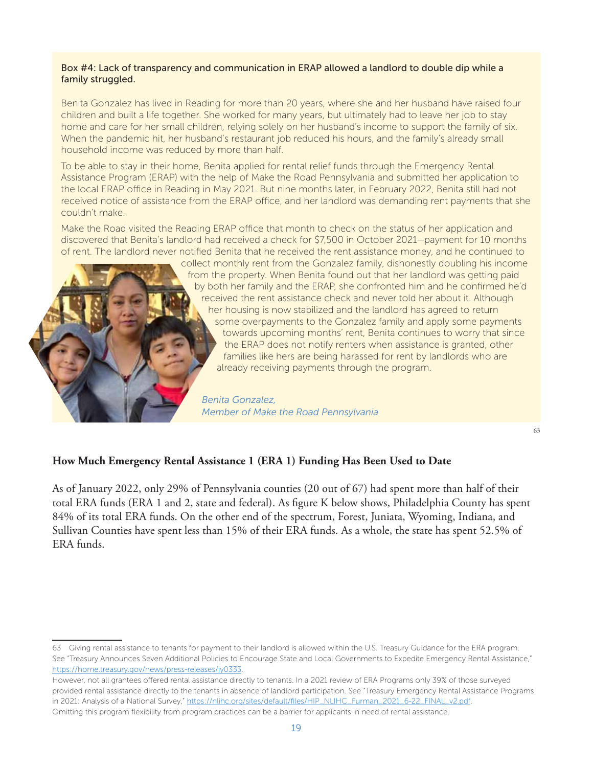**Box #4: Lack of transparency and communication in ERAP allowed a landlord to double dip while a family struggled.**

Benita Gonzalez has lived in Reading for more than 20 years, where she and her husband have raised four children and built a life together. She worked for many years, but ultimately had to leave her job to stay home and care for her small children, relying solely on her husband's income to support the family of six. When the pandemic hit, her husband's restaurant job reduced his hours, and the family's already small household income was reduced by more than half.

To be able to stay in their home, Benita applied for rental relief funds through the Emergency Rental Assistance Program (ERAP) with the help of Make the Road Pennsylvania and submitted her application to the local ERAP office in Reading in May 2021. But nine months later, in February 2022, Benita still had not received notice of assistance from the ERAP office, and her landlord was demanding rent payments that she couldn't make.

Make the Road visited the Reading ERAP office that month to check on the status of her application and discovered that Benita's landlord had received a check for $7,500 in October 2021—payment for 10 months of rent. The landlord never notified Benita that he received the rent assistance money, and he continued to collect monthly rent from the Gonzalez family, dishonestly doubling his income from the property. When Benita found out that her landlord was getting paid by both her family and the ERAP, she confronted him and he confirmed he'd received the rent assistance check and never told her about it. Although her housing is now stabilized and the landlord has agreed to return some overpayments to the Gonzalez family and apply some payments towards upcoming months' rent, Benita continues to worry that since the ERAP does not notify renters when assistance is granted, other families like hers are being harassed for rent by landlords who are already receiving payments through the program.

*Benita Gonzalez,*
*Member of Make the Road Pennsylvania*

[63]

## How Much Emergency Rental Assistance 1 (ERA 1) Funding Has Been Used to Date

As of January 2022, only 29% of Pennsylvania counties (20 out of 67) had spent more than half of their total ERA funds (ERA 1 and 2, state and federal). As figure K below shows, Philadelphia County has spent 84% of its total ERA funds. On the other end of the spectrum, Forest, Juniata, Wyoming, Indiana, and Sullivan Counties have spent less than 15% of their ERA funds. As a whole, the state has spent 52.5% of ERA funds.

---

63 Giving rental assistance to tenants for payment to their landlord is allowed within the U.S. Treasury Guidance for the ERA program. See "Treasury Announces Seven Additional Policies to Encourage State and Local Governments to Expedite Emergency Rental Assistance," https://home.treasury.gov/news/press-releases/jy0333.

However, not all grantees offered rental assistance directly to tenants. In a 2021 review of ERA Programs only 39% of those surveyed provided rental assistance directly to the tenants in absence of landlord participation. See "Treasury Emergency Rental Assistance Programs in 2021: Analysis of a National Survey," https://nlihc.org/sites/default/files/HIP_NLIHC_Furman_2021_6-22_FINAL_v2.pdf.

Omitting this program flexibility from program practices can be a barrier for applicants in need of rental assistance.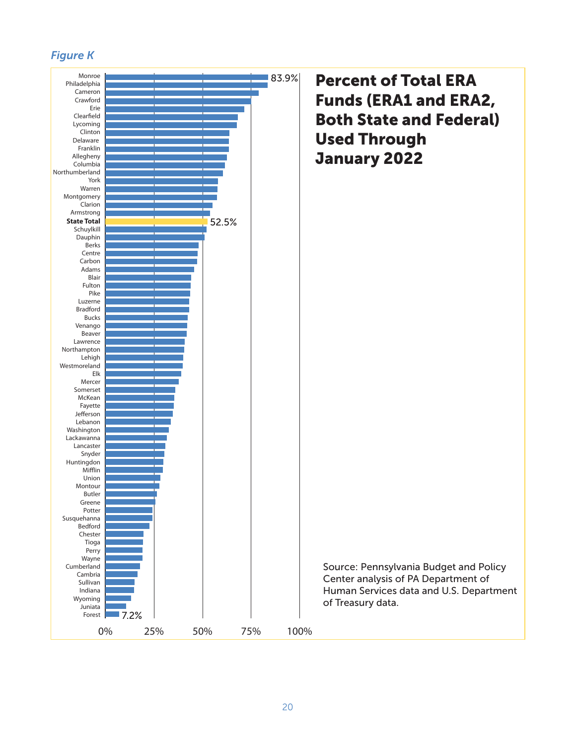*Figure K*

## Percent of Total ERA Funds (ERA1 and ERA2, Both State and Federal) Used Through January 2022

| County | Percent |
|---|---|
| Monroe | 83.9% |
| Philadelphia | |
| Cameron | |
| Crawford | |
| Erie | |
| Clearfield | |
| Lycoming | |
| Clinton | |
| Delaware | |
| Franklin | |
| Allegheny | |
| Columbia | |
| Northumberland | |
| York | |
| Warren | |
| Montgomery | |
| Clarion | |
| Armstrong | |
| **State Total** | 52.5% |
| Schuylkill | |
| Dauphin | |
| Berks | |
| Centre | |
| Carbon | |
| Adams | |
| Blair | |
| Fulton | |
| Pike | |
| Luzerne | |
| Bradford | |
| Bucks | |
| Venango | |
| Beaver | |
| Lawrence | |
| Northampton | |
| Lehigh | |
| Westmoreland | |
| Elk | |
| Mercer | |
| Somerset | |
| McKean | |
| Fayette | |
| Jefferson | |
| Lebanon | |
| Washington | |
| Lackawanna | |
| Lancaster | |
| Snyder | |
| Huntingdon | |
| Mifflin | |
| Union | |
| Montour | |
| Butler | |
| Greene | |
| Potter | |
| Susquehanna | |
| Bedford | |
| Chester | |
| Tioga | |
| Perry | |
| Wayne | |
| Cumberland | |
| Cambria | |
| Sullivan | |
| Indiana | |
| Wyoming | |
| Juniata | |
| Forest | 7.2% |

Source: Pennsylvania Budget and Policy Center analysis of PA Department of Human Services data and U.S. Department of Treasury data.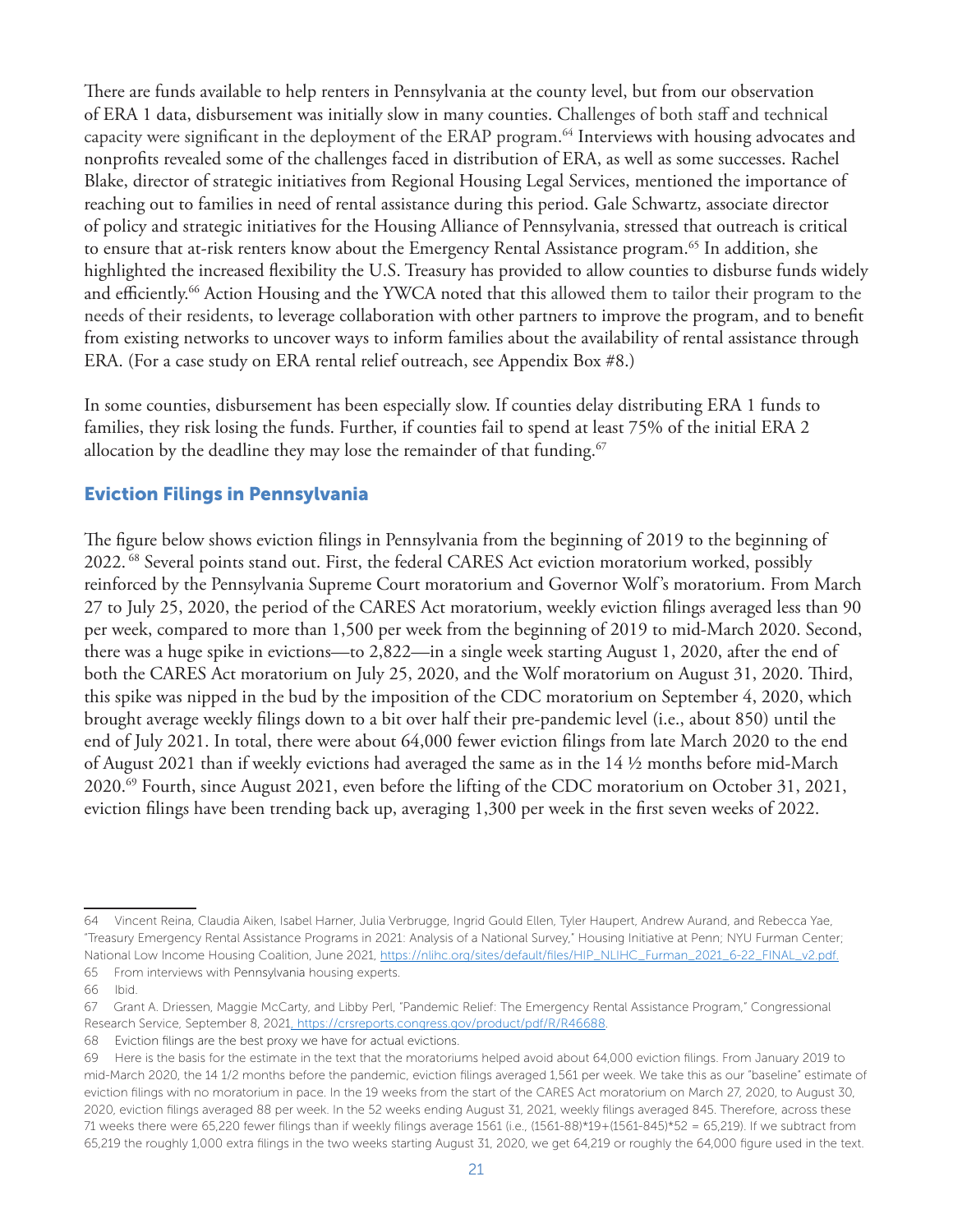There are funds available to help renters in Pennsylvania at the county level, but from our observation of ERA 1 data, disbursement was initially slow in many counties. Challenges of both staff and technical capacity were significant in the deployment of the ERAP program.[64] Interviews with housing advocates and nonprofits revealed some of the challenges faced in distribution of ERA, as well as some successes. Rachel Blake, director of strategic initiatives from Regional Housing Legal Services, mentioned the importance of reaching out to families in need of rental assistance during this period. Gale Schwartz, associate director of policy and strategic initiatives for the Housing Alliance of Pennsylvania, stressed that outreach is critical to ensure that at-risk renters know about the Emergency Rental Assistance program.[65] In addition, she highlighted the increased flexibility the U.S. Treasury has provided to allow counties to disburse funds widely and efficiently.[66] Action Housing and the YWCA noted that this allowed them to tailor their program to the needs of their residents, to leverage collaboration with other partners to improve the program, and to benefit from existing networks to uncover ways to inform families about the availability of rental assistance through ERA. (For a case study on ERA rental relief outreach, see Appendix Box #8.)

In some counties, disbursement has been especially slow. If counties delay distributing ERA 1 funds to families, they risk losing the funds. Further, if counties fail to spend at least 75% of the initial ERA 2 allocation by the deadline they may lose the remainder of that funding.[67]

## Eviction Filings in Pennsylvania

The figure below shows eviction filings in Pennsylvania from the beginning of 2019 to the beginning of 2022.[68] Several points stand out. First, the federal CARES Act eviction moratorium worked, possibly reinforced by the Pennsylvania Supreme Court moratorium and Governor Wolf's moratorium. From March 27 to July 25, 2020, the period of the CARES Act moratorium, weekly eviction filings averaged less than 90 per week, compared to more than 1,500 per week from the beginning of 2019 to mid-March 2020. Second, there was a huge spike in evictions—to 2,822—in a single week starting August 1, 2020, after the end of both the CARES Act moratorium on July 25, 2020, and the Wolf moratorium on August 31, 2020. Third, this spike was nipped in the bud by the imposition of the CDC moratorium on September 4, 2020, which brought average weekly filings down to a bit over half their pre-pandemic level (i.e., about 850) until the end of July 2021. In total, there were about 64,000 fewer eviction filings from late March 2020 to the end of August 2021 than if weekly evictions had averaged the same as in the 14 ½ months before mid-March 2020.[69] Fourth, since August 2021, even before the lifting of the CDC moratorium on October 31, 2021, eviction filings have been trending back up, averaging 1,300 per week in the first seven weeks of 2022.

---

64 Vincent Reina, Claudia Aiken, Isabel Harner, Julia Verbrugge, Ingrid Gould Ellen, Tyler Haupert, Andrew Aurand, and Rebecca Yae, "Treasury Emergency Rental Assistance Programs in 2021: Analysis of a National Survey," Housing Initiative at Penn; NYU Furman Center; National Low Income Housing Coalition, June 2021, https://nlihc.org/sites/default/files/HIP_NLIHC_Furman_2021_6-22_FINAL_v2.pdf.

65 From interviews with Pennsylvania housing experts.

66 Ibid.

67 Grant A. Driessen, Maggie McCarty, and Libby Perl, "Pandemic Relief: The Emergency Rental Assistance Program," Congressional Research Service, September 8, 2021, https://crsreports.congress.gov/product/pdf/R/R46688.

68 Eviction filings are the best proxy we have for actual evictions.

69 Here is the basis for the estimate in the text that the moratoriums helped avoid about 64,000 eviction filings. From January 2019 to mid-March 2020, the 14 1/2 months before the pandemic, eviction filings averaged 1,561 per week. We take this as our "baseline" estimate of eviction filings with no moratorium in pace. In the 19 weeks from the start of the CARES Act moratorium on March 27, 2020, to August 30, 2020, eviction filings averaged 88 per week. In the 52 weeks ending August 31, 2021, weekly filings averaged 845. Therefore, across these 71 weeks there were 65,220 fewer filings than if weekly filings average 1561 (i.e., (1561-88)*19+(1561-845)*52 = 65,219). If we subtract from 65,219 the roughly 1,000 extra filings in the two weeks starting August 31, 2020, we get 64,219 or roughly the 64,000 figure used in the text.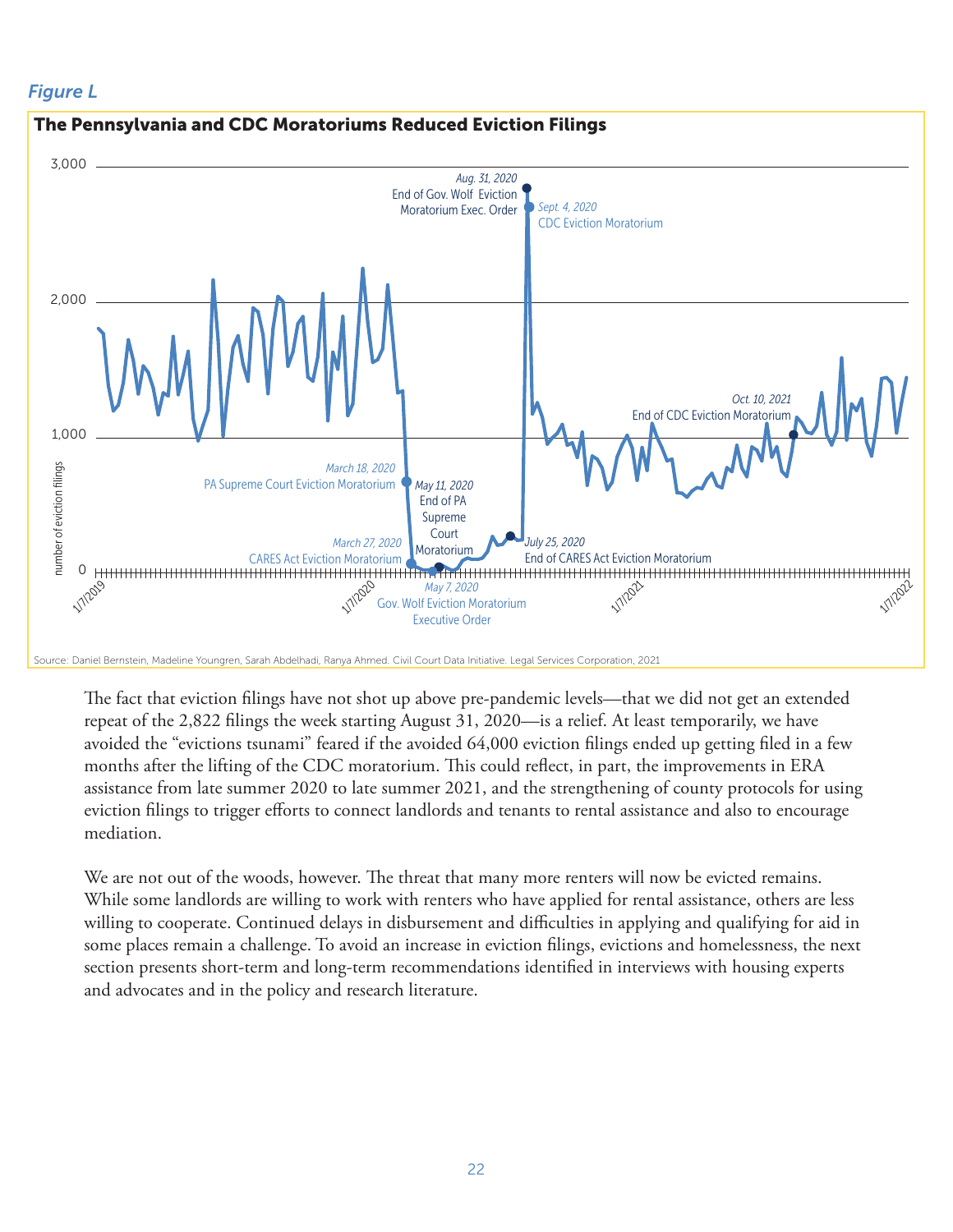*Figure L*

**The Pennsylvania and CDC Moratoriums Reduced Eviction Filings**

Source: Daniel Bernstein, Madeline Youngren, Sarah Abdelhadi, Ranya Ahmed. Civil Court Data Initiative. Legal Services Corporation, 2021

The fact that eviction filings have not shot up above pre-pandemic levels—that we did not get an extended repeat of the 2,822 filings the week starting August 31, 2020—is a relief. At least temporarily, we have avoided the "evictions tsunami" feared if the avoided 64,000 eviction filings ended up getting filed in a few months after the lifting of the CDC moratorium. This could reflect, in part, the improvements in ERA assistance from late summer 2020 to late summer 2021, and the strengthening of county protocols for using eviction filings to trigger efforts to connect landlords and tenants to rental assistance and also to encourage mediation.

We are not out of the woods, however. The threat that many more renters will now be evicted remains. While some landlords are willing to work with renters who have applied for rental assistance, others are less willing to cooperate. Continued delays in disbursement and difficulties in applying and qualifying for aid in some places remain a challenge. To avoid an increase in eviction filings, evictions and homelessness, the next section presents short-term and long-term recommendations identified in interviews with housing experts and advocates and in the policy and research literature.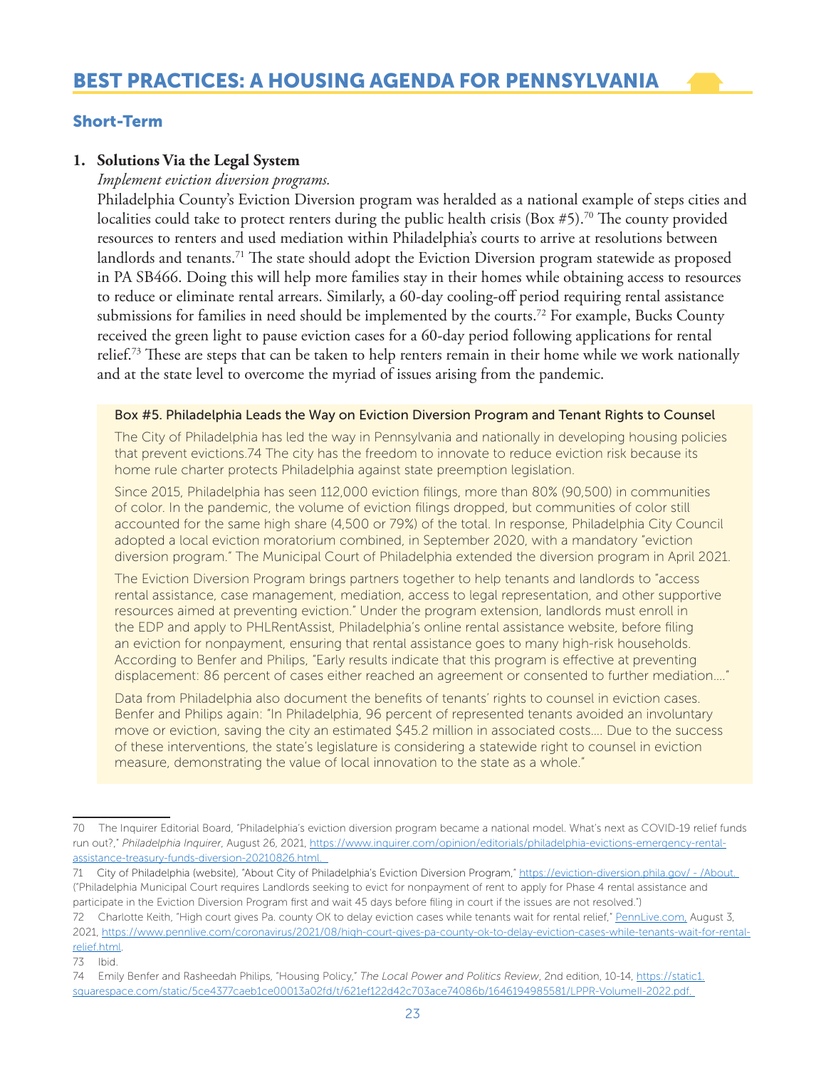# BEST PRACTICES: A HOUSING AGENDA FOR PENNSYLVANIA

## Short-Term

1. **Solutions Via the Legal System**

   *Implement eviction diversion programs.*

   Philadelphia County's Eviction Diversion program was heralded as a national example of steps cities and localities could take to protect renters during the public health crisis (Box #5).[70] The county provided resources to renters and used mediation within Philadelphia's courts to arrive at resolutions between landlords and tenants.[71] The state should adopt the Eviction Diversion program statewide as proposed in PA SB466. Doing this will help more families stay in their homes while obtaining access to resources to reduce or eliminate rental arrears. Similarly, a 60-day cooling-off period requiring rental assistance submissions for families in need should be implemented by the courts.[72] For example, Bucks County received the green light to pause eviction cases for a 60-day period following applications for rental relief.[73] These are steps that can be taken to help renters remain in their home while we work nationally and at the state level to overcome the myriad of issues arising from the pandemic.

> **Box #5. Philadelphia Leads the Way on Eviction Diversion Program and Tenant Rights to Counsel**
>
> The City of Philadelphia has led the way in Pennsylvania and nationally in developing housing policies that prevent evictions.74 The city has the freedom to innovate to reduce eviction risk because its home rule charter protects Philadelphia against state preemption legislation.
>
> Since 2015, Philadelphia has seen 112,000 eviction filings, more than 80% (90,500) in communities of color. In the pandemic, the volume of eviction filings dropped, but communities of color still accounted for the same high share (4,500 or 79%) of the total. In response, Philadelphia City Council adopted a local eviction moratorium combined, in September 2020, with a mandatory "eviction diversion program." The Municipal Court of Philadelphia extended the diversion program in April 2021.
>
> The Eviction Diversion Program brings partners together to help tenants and landlords to "access rental assistance, case management, mediation, access to legal representation, and other supportive resources aimed at preventing eviction." Under the program extension, landlords must enroll in the EDP and apply to PHLRentAssist, Philadelphia's online rental assistance website, before filing an eviction for nonpayment, ensuring that rental assistance goes to many high-risk households. According to Benfer and Philips, "Early results indicate that this program is effective at preventing displacement: 86 percent of cases either reached an agreement or consented to further mediation…."
>
> Data from Philadelphia also document the benefits of tenants' rights to counsel in eviction cases. Benfer and Philips again: "In Philadelphia, 96 percent of represented tenants avoided an involuntary move or eviction, saving the city an estimated $45.2 million in associated costs…. Due to the success of these interventions, the state's legislature is considering a statewide right to counsel in eviction measure, demonstrating the value of local innovation to the state as a whole."

---

70 The Inquirer Editorial Board, "Philadelphia's eviction diversion program became a national model. What's next as COVID-19 relief funds run out?," *Philadelphia Inquirer*, August 26, 2021, https://www.inquirer.com/opinion/editorials/philadelphia-evictions-emergency-rental-assistance-treasury-funds-diversion-20210826.html.

71 City of Philadelphia (website), "About City of Philadelphia's Eviction Diversion Program," https://eviction-diversion.phila.gov/ - /About. ("Philadelphia Municipal Court requires Landlords seeking to evict for nonpayment of rent to apply for Phase 4 rental assistance and participate in the Eviction Diversion Program first and wait 45 days before filing in court if the issues are not resolved.")

72 Charlotte Keith, "High court gives Pa. county OK to delay eviction cases while tenants wait for rental relief," PennLive.com, August 3, 2021, https://www.pennlive.com/coronavirus/2021/08/high-court-gives-pa-county-ok-to-delay-eviction-cases-while-tenants-wait-for-rental-relief.html.

73 Ibid.

74 Emily Benfer and Rasheedah Philips, "Housing Policy," *The Local Power and Politics Review*, 2nd edition, 10-14, https://static1.squarespace.com/static/5ce4377caeb1ce00013a02fd/t/621ef122d42c703ace74086b/1646194985581/LPPR-VolumeII-2022.pdf.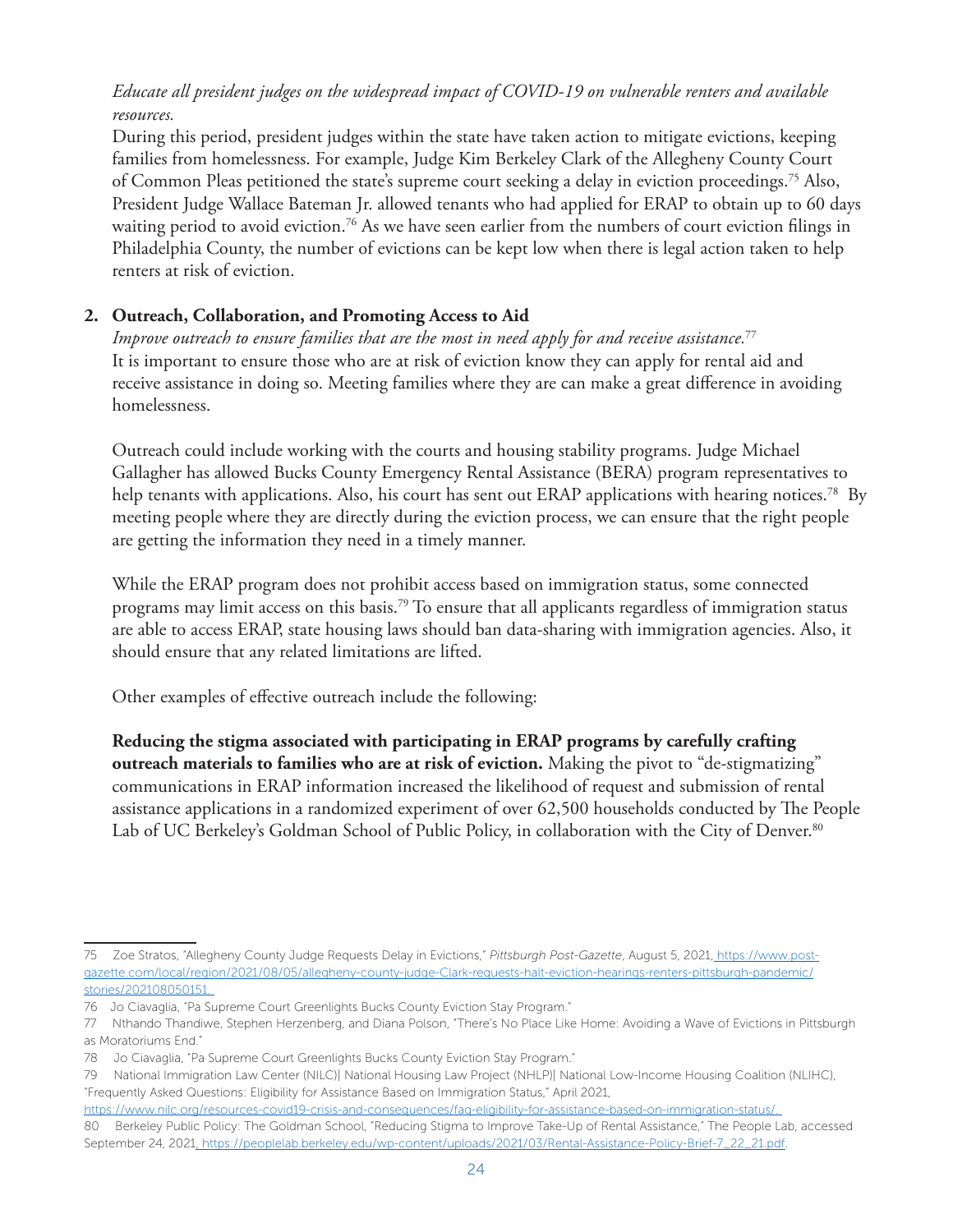*Educate all president judges on the widespread impact of COVID-19 on vulnerable renters and available resources.*

During this period, president judges within the state have taken action to mitigate evictions, keeping families from homelessness. For example, Judge Kim Berkeley Clark of the Allegheny County Court of Common Pleas petitioned the state's supreme court seeking a delay in eviction proceedings.[75] Also, President Judge Wallace Bateman Jr. allowed tenants who had applied for ERAP to obtain up to 60 days waiting period to avoid eviction.[76] As we have seen earlier from the numbers of court eviction filings in Philadelphia County, the number of evictions can be kept low when there is legal action taken to help renters at risk of eviction.

2. **Outreach, Collaboration, and Promoting Access to Aid**

*Improve outreach to ensure families that are the most in need apply for and receive assistance.*[77]

It is important to ensure those who are at risk of eviction know they can apply for rental aid and receive assistance in doing so. Meeting families where they are can make a great difference in avoiding homelessness.

Outreach could include working with the courts and housing stability programs. Judge Michael Gallagher has allowed Bucks County Emergency Rental Assistance (BERA) program representatives to help tenants with applications. Also, his court has sent out ERAP applications with hearing notices.[78] By meeting people where they are directly during the eviction process, we can ensure that the right people are getting the information they need in a timely manner.

While the ERAP program does not prohibit access based on immigration status, some connected programs may limit access on this basis.[79] To ensure that all applicants regardless of immigration status are able to access ERAP, state housing laws should ban data-sharing with immigration agencies. Also, it should ensure that any related limitations are lifted.

Other examples of effective outreach include the following:

**Reducing the stigma associated with participating in ERAP programs by carefully crafting outreach materials to families who are at risk of eviction.** Making the pivot to "de-stigmatizing" communications in ERAP information increased the likelihood of request and submission of rental assistance applications in a randomized experiment of over 62,500 households conducted by The People Lab of UC Berkeley's Goldman School of Public Policy, in collaboration with the City of Denver.[80]

---

75 Zoe Stratos, "Allegheny County Judge Requests Delay in Evictions," *Pittsburgh Post-Gazette*, August 5, 2021, https://www.post-gazette.com/local/region/2021/08/05/allegheny-county-judge-Clark-requests-halt-eviction-hearings-renters-pittsburgh-pandemic/stories/202108050151.

76 Jo Ciavaglia, "Pa Supreme Court Greenlights Bucks County Eviction Stay Program."

77 Nthando Thandiwe, Stephen Herzenberg, and Diana Polson, "There's No Place Like Home: Avoiding a Wave of Evictions in Pittsburgh as Moratoriums End."

78 Jo Ciavaglia, "Pa Supreme Court Greenlights Bucks County Eviction Stay Program."

79 National Immigration Law Center (NILC)| National Housing Law Project (NHLP)| National Low-Income Housing Coalition (NLIHC), "Frequently Asked Questions: Eligibility for Assistance Based on Immigration Status," April 2021, https://www.nilc.org/resources-covid19-crisis-and-consequences/faq-eligibility-for-assistance-based-on-immigration-status/.

80 Berkeley Public Policy: The Goldman School, "Reducing Stigma to Improve Take-Up of Rental Assistance," The People Lab, accessed September 24, 2021, https://peoplelab.berkeley.edu/wp-content/uploads/2021/03/Rental-Assistance-Policy-Brief-7_22_21.pdf.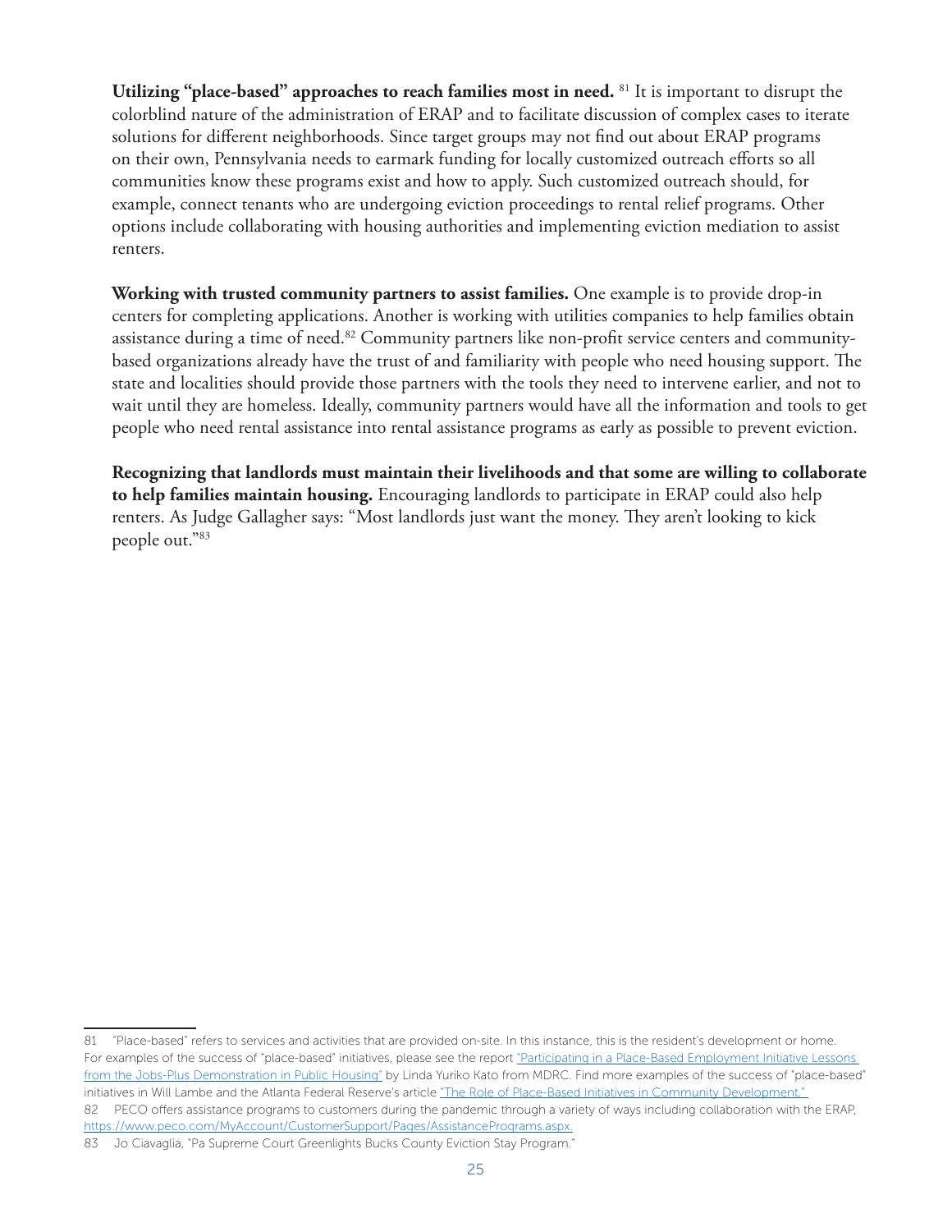**Utilizing "place-based" approaches to reach families most in need.** [81] It is important to disrupt the colorblind nature of the administration of ERAP and to facilitate discussion of complex cases to iterate solutions for different neighborhoods. Since target groups may not find out about ERAP programs on their own, Pennsylvania needs to earmark funding for locally customized outreach efforts so all communities know these programs exist and how to apply. Such customized outreach should, for example, connect tenants who are undergoing eviction proceedings to rental relief programs. Other options include collaborating with housing authorities and implementing eviction mediation to assist renters.

**Working with trusted community partners to assist families.** One example is to provide drop-in centers for completing applications. Another is working with utilities companies to help families obtain assistance during a time of need.[82] Community partners like non-profit service centers and community-based organizations already have the trust of and familiarity with people who need housing support. The state and localities should provide those partners with the tools they need to intervene earlier, and not to wait until they are homeless. Ideally, community partners would have all the information and tools to get people who need rental assistance into rental assistance programs as early as possible to prevent eviction.

**Recognizing that landlords must maintain their livelihoods and that some are willing to collaborate to help families maintain housing.** Encouraging landlords to participate in ERAP could also help renters. As Judge Gallagher says: "Most landlords just want the money. They aren't looking to kick people out."[83]

---

81 "Place-based" refers to services and activities that are provided on-site. In this instance, this is the resident's development or home. For examples of the success of "place-based" initiatives, please see the report "Participating in a Place-Based Employment Initiative Lessons from the Jobs-Plus Demonstration in Public Housing" by Linda Yuriko Kato from MDRC. Find more examples of the success of "place-based" initiatives in Will Lambe and the Atlanta Federal Reserve's article "The Role of Place-Based Initiatives in Community Development."

82 PECO offers assistance programs to customers during the pandemic through a variety of ways including collaboration with the ERAP, https://www.peco.com/MyAccount/CustomerSupport/Pages/AssistancePrograms.aspx.

83 Jo Ciavaglia, "Pa Supreme Court Greenlights Bucks County Eviction Stay Program."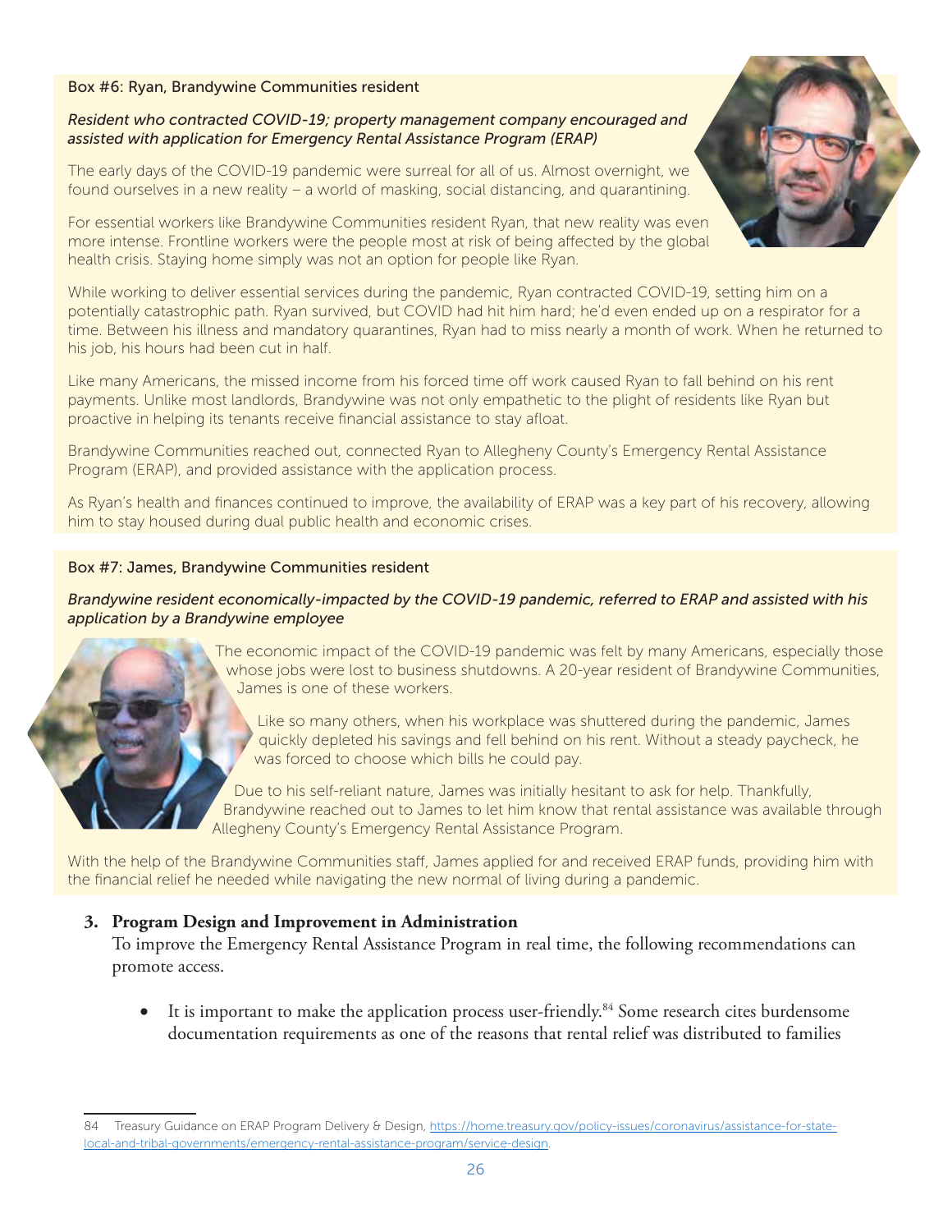Box #6: Ryan, Brandywine Communities resident

*Resident who contracted COVID-19; property management company encouraged and assisted with application for Emergency Rental Assistance Program (ERAP)*

The early days of the COVID-19 pandemic were surreal for all of us. Almost overnight, we found ourselves in a new reality – a world of masking, social distancing, and quarantining.

For essential workers like Brandywine Communities resident Ryan, that new reality was even more intense. Frontline workers were the people most at risk of being affected by the global health crisis. Staying home simply was not an option for people like Ryan.

While working to deliver essential services during the pandemic, Ryan contracted COVID-19, setting him on a potentially catastrophic path. Ryan survived, but COVID had hit him hard; he'd even ended up on a respirator for a time. Between his illness and mandatory quarantines, Ryan had to miss nearly a month of work. When he returned to his job, his hours had been cut in half.

Like many Americans, the missed income from his forced time off work caused Ryan to fall behind on his rent payments. Unlike most landlords, Brandywine was not only empathetic to the plight of residents like Ryan but proactive in helping its tenants receive financial assistance to stay afloat.

Brandywine Communities reached out, connected Ryan to Allegheny County's Emergency Rental Assistance Program (ERAP), and provided assistance with the application process.

As Ryan's health and finances continued to improve, the availability of ERAP was a key part of his recovery, allowing him to stay housed during dual public health and economic crises.

Box #7: James, Brandywine Communities resident

*Brandywine resident economically-impacted by the COVID-19 pandemic, referred to ERAP and assisted with his application by a Brandywine employee*

The economic impact of the COVID-19 pandemic was felt by many Americans, especially those whose jobs were lost to business shutdowns. A 20-year resident of Brandywine Communities, James is one of these workers.

Like so many others, when his workplace was shuttered during the pandemic, James quickly depleted his savings and fell behind on his rent. Without a steady paycheck, he was forced to choose which bills he could pay.

Due to his self-reliant nature, James was initially hesitant to ask for help. Thankfully, Brandywine reached out to James to let him know that rental assistance was available through Allegheny County's Emergency Rental Assistance Program.

With the help of the Brandywine Communities staff, James applied for and received ERAP funds, providing him with the financial relief he needed while navigating the new normal of living during a pandemic.

3. **Program Design and Improvement in Administration**

   To improve the Emergency Rental Assistance Program in real time, the following recommendations can promote access.

   - It is important to make the application process user-friendly.[84] Some research cites burdensome documentation requirements as one of the reasons that rental relief was distributed to families

---

84 Treasury Guidance on ERAP Program Delivery & Design, https://home.treasury.gov/policy-issues/coronavirus/assistance-for-state-local-and-tribal-governments/emergency-rental-assistance-program/service-design.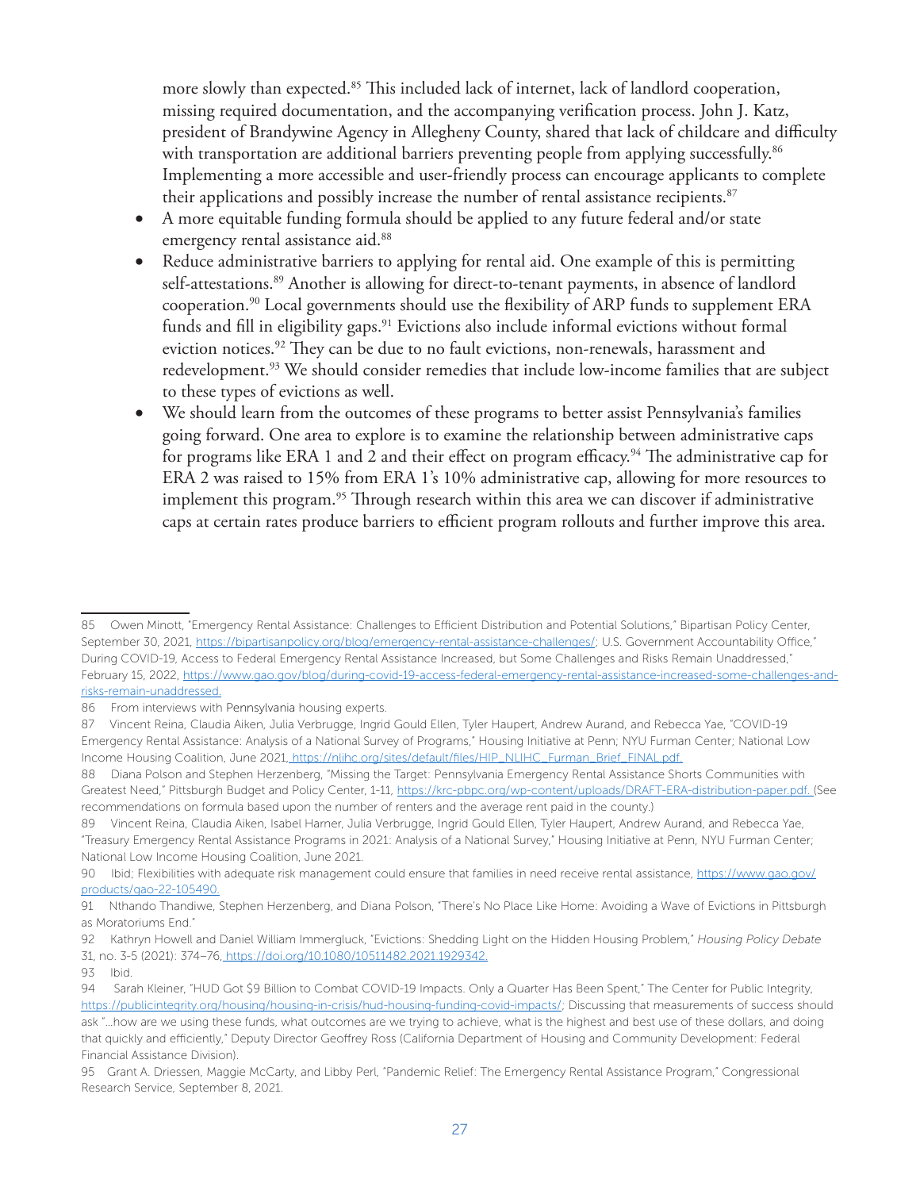more slowly than expected.[85] This included lack of internet, lack of landlord cooperation, missing required documentation, and the accompanying verification process. John J. Katz, president of Brandywine Agency in Allegheny County, shared that lack of childcare and difficulty with transportation are additional barriers preventing people from applying successfully.[86] Implementing a more accessible and user-friendly process can encourage applicants to complete their applications and possibly increase the number of rental assistance recipients.[87]

- A more equitable funding formula should be applied to any future federal and/or state emergency rental assistance aid.[88]
- Reduce administrative barriers to applying for rental aid. One example of this is permitting self-attestations.[89] Another is allowing for direct-to-tenant payments, in absence of landlord cooperation.[90] Local governments should use the flexibility of ARP funds to supplement ERA funds and fill in eligibility gaps.[91] Evictions also include informal evictions without formal eviction notices.[92] They can be due to no fault evictions, non-renewals, harassment and redevelopment.[93] We should consider remedies that include low-income families that are subject to these types of evictions as well.
- We should learn from the outcomes of these programs to better assist Pennsylvania's families going forward. One area to explore is to examine the relationship between administrative caps for programs like ERA 1 and 2 and their effect on program efficacy.[94] The administrative cap for ERA 2 was raised to 15% from ERA 1's 10% administrative cap, allowing for more resources to implement this program.[95] Through research within this area we can discover if administrative caps at certain rates produce barriers to efficient program rollouts and further improve this area.

---

85 Owen Minott, "Emergency Rental Assistance: Challenges to Efficient Distribution and Potential Solutions," Bipartisan Policy Center, September 30, 2021, https://bipartisanpolicy.org/blog/emergency-rental-assistance-challenges/; U.S. Government Accountability Office," During COVID-19, Access to Federal Emergency Rental Assistance Increased, but Some Challenges and Risks Remain Unaddressed," February 15, 2022, https://www.gao.gov/blog/during-covid-19-access-federal-emergency-rental-assistance-increased-some-challenges-and-risks-remain-unaddressed.

86 From interviews with Pennsylvania housing experts.

87 Vincent Reina, Claudia Aiken, Julia Verbrugge, Ingrid Gould Ellen, Tyler Haupert, Andrew Aurand, and Rebecca Yae, "COVID-19 Emergency Rental Assistance: Analysis of a National Survey of Programs," Housing Initiative at Penn; NYU Furman Center; National Low Income Housing Coalition, June 2021, https://nlihc.org/sites/default/files/HIP_NLIHC_Furman_Brief_FINAL.pdf.

88 Diana Polson and Stephen Herzenberg, "Missing the Target: Pennsylvania Emergency Rental Assistance Shorts Communities with Greatest Need," Pittsburgh Budget and Policy Center, 1-11, https://krc-pbpc.org/wp-content/uploads/DRAFT-ERA-distribution-paper.pdf. (See recommendations on formula based upon the number of renters and the average rent paid in the county.)

89 Vincent Reina, Claudia Aiken, Isabel Harner, Julia Verbrugge, Ingrid Gould Ellen, Tyler Haupert, Andrew Aurand, and Rebecca Yae, "Treasury Emergency Rental Assistance Programs in 2021: Analysis of a National Survey," Housing Initiative at Penn, NYU Furman Center; National Low Income Housing Coalition, June 2021.

90 Ibid; Flexibilities with adequate risk management could ensure that families in need receive rental assistance, https://www.gao.gov/products/gao-22-105490.

91 Nthando Thandiwe, Stephen Herzenberg, and Diana Polson, "There's No Place Like Home: Avoiding a Wave of Evictions in Pittsburgh as Moratoriums End."

92 Kathryn Howell and Daniel William Immergluck, "Evictions: Shedding Light on the Hidden Housing Problem," *Housing Policy Debate* 31, no. 3-5 (2021): 374–76, https://doi.org/10.1080/10511482.2021.1929342.

93 Ibid.

94 Sarah Kleiner, "HUD Got $9 Billion to Combat COVID-19 Impacts. Only a Quarter Has Been Spent," The Center for Public Integrity, https://publicintegrity.org/housing/housing-in-crisis/hud-housing-funding-covid-impacts/; Discussing that measurements of success should ask "…how are we using these funds, what outcomes are we trying to achieve, what is the highest and best use of these dollars, and doing that quickly and efficiently," Deputy Director Geoffrey Ross (California Department of Housing and Community Development: Federal Financial Assistance Division).

95 Grant A. Driessen, Maggie McCarty, and Libby Perl, "Pandemic Relief: The Emergency Rental Assistance Program," Congressional Research Service, September 8, 2021.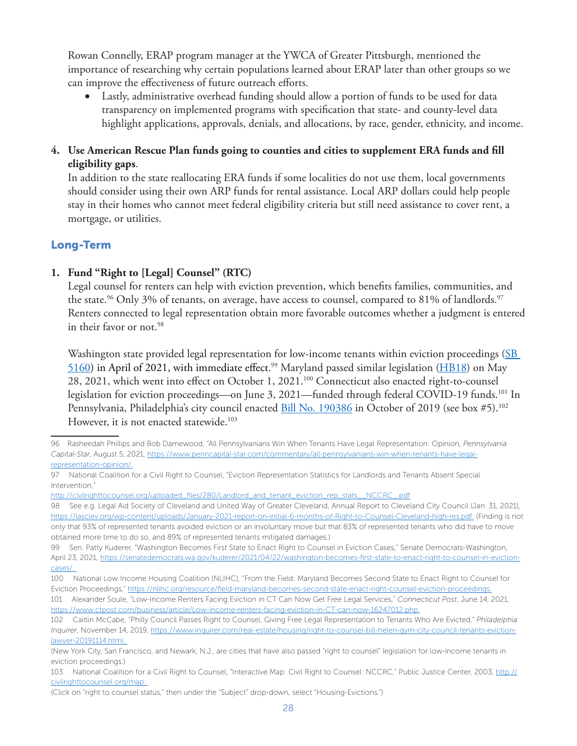Rowan Connelly, ERAP program manager at the YWCA of Greater Pittsburgh, mentioned the importance of researching why certain populations learned about ERAP later than other groups so we can improve the effectiveness of future outreach efforts.

- Lastly, administrative overhead funding should allow a portion of funds to be used for data transparency on implemented programs with specification that state- and county-level data highlight applications, approvals, denials, and allocations, by race, gender, ethnicity, and income.

4. **Use American Rescue Plan funds going to counties and cities to supplement ERA funds and fill eligibility gaps**.
   In addition to the state reallocating ERA funds if some localities do not use them, local governments should consider using their own ARP funds for rental assistance. Local ARP dollars could help people stay in their homes who cannot meet federal eligibility criteria but still need assistance to cover rent, a mortgage, or utilities.

## Long-Term

1. **Fund "Right to [Legal] Counsel" (RTC)**
   Legal counsel for renters can help with eviction prevention, which benefits families, communities, and the state.[96] Only 3% of tenants, on average, have access to counsel, compared to 81% of landlords.[97] Renters connected to legal representation obtain more favorable outcomes whether a judgment is entered in their favor or not.[98]

   Washington state provided legal representation for low-income tenants within eviction proceedings (SB 5160) in April of 2021, with immediate effect.[99] Maryland passed similar legislation (HB18) on May 28, 2021, which went into effect on October 1, 2021.[100] Connecticut also enacted right-to-counsel legislation for eviction proceedings—on June 3, 2021—funded through federal COVID-19 funds.[101] In Pennsylvania, Philadelphia's city council enacted Bill No. 190386 in October of 2019 (see box #5).[102] However, it is not enacted statewide.[103]

---

96 Rasheedah Phillips and Bob Damewood, "All Pennsylvanians Win When Tenants Have Legal Representation: Opinion, *Pennsylvania Capital-Star*, August 5, 2021, https://www.penncapital-star.com/commentary/all-pennsylvanians-win-when-tenants-have-legal-representation-opinion/.

97 National Coalition for a Civil Right to Counsel, "Eviction Representation Statistics for Landlords and Tenants Absent Special Intervention," http://civilrighttocounsel.org/uploaded_files/280/Landlord_and_tenant_eviction_rep_stats__NCCRC_.pdf

98 See e.g. Legal Aid Society of Cleveland and United Way of Greater Cleveland, Annual Report to Cleveland City Council (Jan. 31, 2021), https://lasclev.org/wp-content/uploads/January-2021-report-on-initial-6-months-of-Right-to-Counsel-Cleveland-high-res.pdf. (Finding is not only that 93% of represented tenants avoided eviction or an involuntary move but that 83% of represented tenants who did have to move obtained more time to do so, and 89% of represented tenants mitigated damages.)

99 Sen. Patty Kuderer, "Washington Becomes First State to Enact Right to Counsel in Eviction Cases," Senate Democrats-Washington, April 23, 2021, https://senatedemocrats.wa.gov/kuderer/2021/04/22/washington-becomes-first-state-to-enact-right-to-counsel-in-eviction-cases/.

100 National Low Income Housing Coalition (NLIHC), "From the Field: Maryland Becomes Second State to Enact Right to Counsel for Eviction Proceedings," https://nlihc.org/resource/field-maryland-becomes-second-state-enact-right-counsel-eviction-proceedings.

101 Alexander Soule, "Low-Income Renters Facing Eviction in CT Can Now Get Free Legal Services," *Connecticut Post*, June 14, 2021, https://www.ctpost.com/business/article/Low-income-renters-facing-eviction-in-CT-can-now-16247012.php.

102 Caitlin McCabe, "Philly Council Passes Right to Counsel, Giving Free Legal Representation to Tenants Who Are Evicted," *Philadelphia Inquirer*, November 14, 2019, https://www.inquirer.com/real-estate/housing/right-to-counsel-bill-helen-gym-city-council-tenants-eviction-lawyer-20191114.html.

(New York City, San Francisco, and Newark, N.J., are cities that have also passed "right to counsel" legislation for low-income tenants in eviction proceedings.)

103 National Coalition for a Civil Right to Counsel, "Interactive Map: Civil Right to Counsel: NCCRC," Public Justice Center, 2003, http://civilrighttocounsel.org/map.

(Click on "right to counsel status," then under the "Subject" drop-down, select "Housing-Evictions.")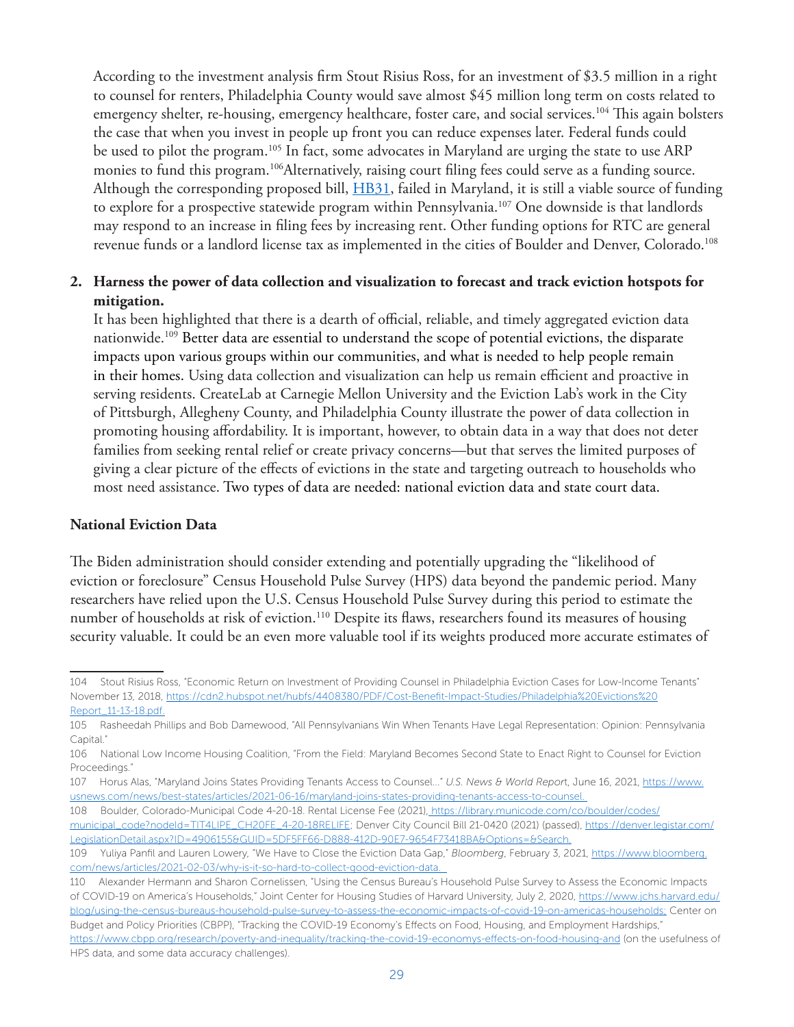According to the investment analysis firm Stout Risius Ross, for an investment of $3.5 million in a right to counsel for renters, Philadelphia County would save almost $45 million long term on costs related to emergency shelter, re-housing, emergency healthcare, foster care, and social services.[104] This again bolsters the case that when you invest in people up front you can reduce expenses later. Federal funds could be used to pilot the program.[105] In fact, some advocates in Maryland are urging the state to use ARP monies to fund this program.[106]Alternatively, raising court filing fees could serve as a funding source. Although the corresponding proposed bill, HB31, failed in Maryland, it is still a viable source of funding to explore for a prospective statewide program within Pennsylvania.[107] One downside is that landlords may respond to an increase in filing fees by increasing rent. Other funding options for RTC are general revenue funds or a landlord license tax as implemented in the cities of Boulder and Denver, Colorado.[108]

2. **Harness the power of data collection and visualization to forecast and track eviction hotspots for mitigation.**
   It has been highlighted that there is a dearth of official, reliable, and timely aggregated eviction data nationwide.[109] Better data are essential to understand the scope of potential evictions, the disparate impacts upon various groups within our communities, and what is needed to help people remain in their homes. Using data collection and visualization can help us remain efficient and proactive in serving residents. CreateLab at Carnegie Mellon University and the Eviction Lab's work in the City of Pittsburgh, Allegheny County, and Philadelphia County illustrate the power of data collection in promoting housing affordability. It is important, however, to obtain data in a way that does not deter families from seeking rental relief or create privacy concerns—but that serves the limited purposes of giving a clear picture of the effects of evictions in the state and targeting outreach to households who most need assistance. Two types of data are needed: national eviction data and state court data.

**National Eviction Data**

The Biden administration should consider extending and potentially upgrading the "likelihood of eviction or foreclosure" Census Household Pulse Survey (HPS) data beyond the pandemic period. Many researchers have relied upon the U.S. Census Household Pulse Survey during this period to estimate the number of households at risk of eviction.[110] Despite its flaws, researchers found its measures of housing security valuable. It could be an even more valuable tool if its weights produced more accurate estimates of

---

104 Stout Risius Ross, "Economic Return on Investment of Providing Counsel in Philadelphia Eviction Cases for Low-Income Tenants" November 13, 2018, https://cdn2.hubspot.net/hubfs/4408380/PDF/Cost-Benefit-Impact-Studies/Philadelphia%20Evictions%20Report_11-13-18.pdf.

105 Rasheedah Phillips and Bob Damewood, "All Pennsylvanians Win When Tenants Have Legal Representation: Opinion: Pennsylvania Capital."

106 National Low Income Housing Coalition, "From the Field: Maryland Becomes Second State to Enact Right to Counsel for Eviction Proceedings."

107 Horus Alas, "Maryland Joins States Providing Tenants Access to Counsel..." *U.S. News & World Report*, June 16, 2021, https://www.usnews.com/news/best-states/articles/2021-06-16/maryland-joins-states-providing-tenants-access-to-counsel.

108 Boulder, Colorado-Municipal Code 4-20-18. Rental License Fee (2021), https://library.municode.com/co/boulder/codes/municipal_code?nodeId=TIT4LIPE_CH20FE_4-20-18RELIFE; Denver City Council Bill 21-0420 (2021) (passed), https://denver.legistar.com/LegislationDetail.aspx?ID=4906155&GUID=5DF5FF66-D888-412D-90E7-9654F73418BA&Options=&Search.

109 Yuliya Panfil and Lauren Lowery, "We Have to Close the Eviction Data Gap," *Bloomberg*, February 3, 2021, https://www.bloomberg.com/news/articles/2021-02-03/why-is-it-so-hard-to-collect-good-eviction-data.

110 Alexander Hermann and Sharon Cornelissen, "Using the Census Bureau's Household Pulse Survey to Assess the Economic Impacts of COVID-19 on America's Households," Joint Center for Housing Studies of Harvard University, July 2, 2020, https://www.jchs.harvard.edu/blog/using-the-census-bureaus-household-pulse-survey-to-assess-the-economic-impacts-of-covid-19-on-americas-households; Center on Budget and Policy Priorities (CBPP), "Tracking the COVID-19 Economy's Effects on Food, Housing, and Employment Hardships," https://www.cbpp.org/research/poverty-and-inequality/tracking-the-covid-19-economys-effects-on-food-housing-and (on the usefulness of HPS data, and some data accuracy challenges).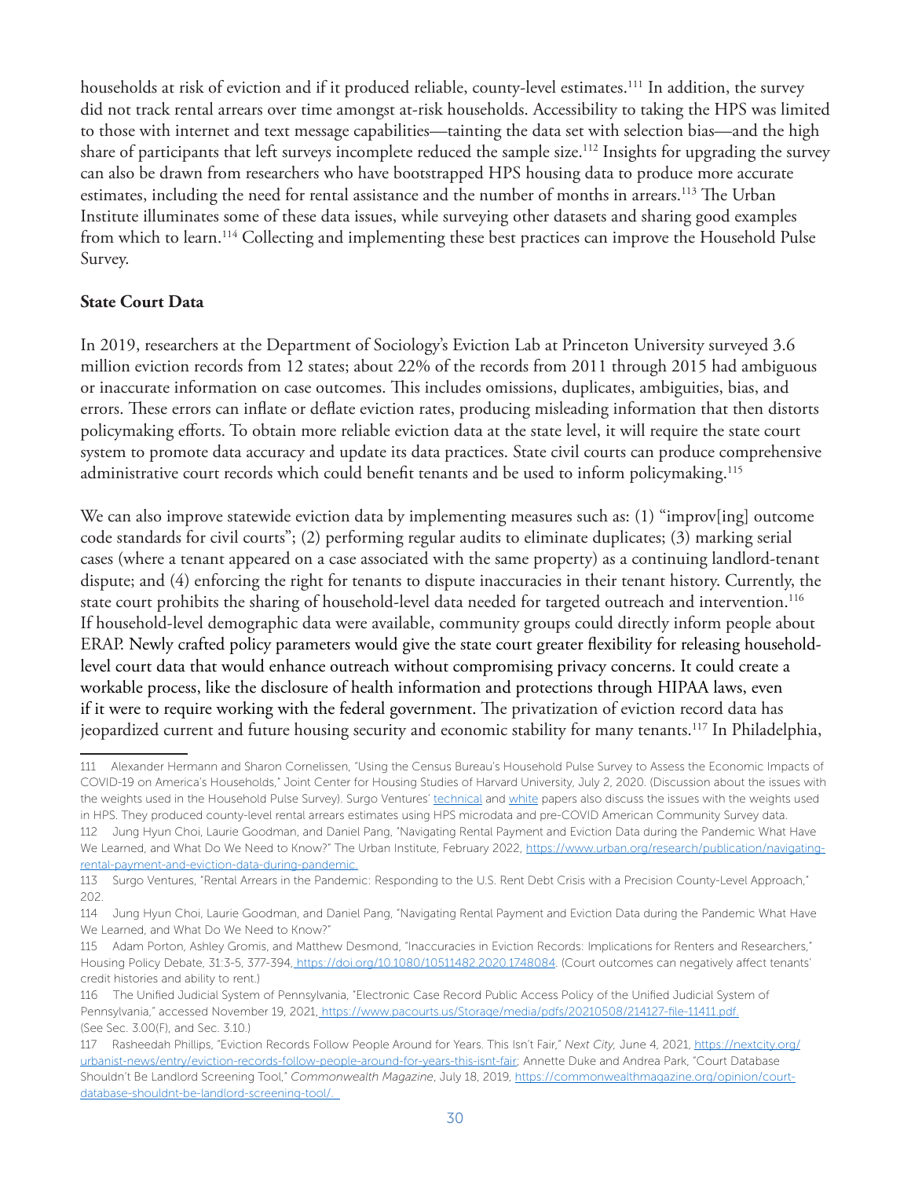households at risk of eviction and if it produced reliable, county-level estimates.[111] In addition, the survey did not track rental arrears over time amongst at-risk households. Accessibility to taking the HPS was limited to those with internet and text message capabilities—tainting the data set with selection bias—and the high share of participants that left surveys incomplete reduced the sample size.[112] Insights for upgrading the survey can also be drawn from researchers who have bootstrapped HPS housing data to produce more accurate estimates, including the need for rental assistance and the number of months in arrears.[113] The Urban Institute illuminates some of these data issues, while surveying other datasets and sharing good examples from which to learn.[114] Collecting and implementing these best practices can improve the Household Pulse Survey.

**State Court Data**

In 2019, researchers at the Department of Sociology's Eviction Lab at Princeton University surveyed 3.6 million eviction records from 12 states; about 22% of the records from 2011 through 2015 had ambiguous or inaccurate information on case outcomes. This includes omissions, duplicates, ambiguities, bias, and errors. These errors can inflate or deflate eviction rates, producing misleading information that then distorts policymaking efforts. To obtain more reliable eviction data at the state level, it will require the state court system to promote data accuracy and update its data practices. State civil courts can produce comprehensive administrative court records which could benefit tenants and be used to inform policymaking.[115]

We can also improve statewide eviction data by implementing measures such as: (1) "improv[ing] outcome code standards for civil courts"; (2) performing regular audits to eliminate duplicates; (3) marking serial cases (where a tenant appeared on a case associated with the same property) as a continuing landlord-tenant dispute; and (4) enforcing the right for tenants to dispute inaccuracies in their tenant history. Currently, the state court prohibits the sharing of household-level data needed for targeted outreach and intervention.[116] If household-level demographic data were available, community groups could directly inform people about ERAP. Newly crafted policy parameters would give the state court greater flexibility for releasing household-level court data that would enhance outreach without compromising privacy concerns. It could create a workable process, like the disclosure of health information and protections through HIPAA laws, even if it were to require working with the federal government. The privatization of eviction record data has jeopardized current and future housing security and economic stability for many tenants.[117] In Philadelphia,

---

111 Alexander Hermann and Sharon Cornelissen, "Using the Census Bureau's Household Pulse Survey to Assess the Economic Impacts of COVID-19 on America's Households," Joint Center for Housing Studies of Harvard University, July 2, 2020. (Discussion about the issues with the weights used in the Household Pulse Survey). Surgo Ventures' technical and white papers also discuss the issues with the weights used in HPS. They produced county-level rental arrears estimates using HPS microdata and pre-COVID American Community Survey data.

112 Jung Hyun Choi, Laurie Goodman, and Daniel Pang, "Navigating Rental Payment and Eviction Data during the Pandemic What Have We Learned, and What Do We Need to Know?" The Urban Institute, February 2022, https://www.urban.org/research/publication/navigating-rental-payment-and-eviction-data-during-pandemic.

113 Surgo Ventures, "Rental Arrears in the Pandemic: Responding to the U.S. Rent Debt Crisis with a Precision County-Level Approach," 202.

114 Jung Hyun Choi, Laurie Goodman, and Daniel Pang, "Navigating Rental Payment and Eviction Data during the Pandemic What Have We Learned, and What Do We Need to Know?"

115 Adam Porton, Ashley Gromis, and Matthew Desmond, "Inaccuracies in Eviction Records: Implications for Renters and Researchers," Housing Policy Debate, 31:3-5, 377-394, https://doi.org/10.1080/10511482.2020.1748084. (Court outcomes can negatively affect tenants' credit histories and ability to rent.)

116 The Unified Judicial System of Pennsylvania, "Electronic Case Record Public Access Policy of the Unified Judicial System of Pennsylvania," accessed November 19, 2021, https://www.pacourts.us/Storage/media/pdfs/20210508/214127-file-11411.pdf. (See Sec. 3.00(F), and Sec. 3.10.)

117 Rasheedah Phillips, "Eviction Records Follow People Around for Years. This Isn't Fair," *Next City*, June 4, 2021, https://nextcity.org/urbanist-news/entry/eviction-records-follow-people-around-for-years-this-isnt-fair; Annette Duke and Andrea Park, "Court Database Shouldn't Be Landlord Screening Tool," *Commonwealth Magazine*, July 18, 2019, https://commonwealthmagazine.org/opinion/court-database-shouldnt-be-landlord-screening-tool/.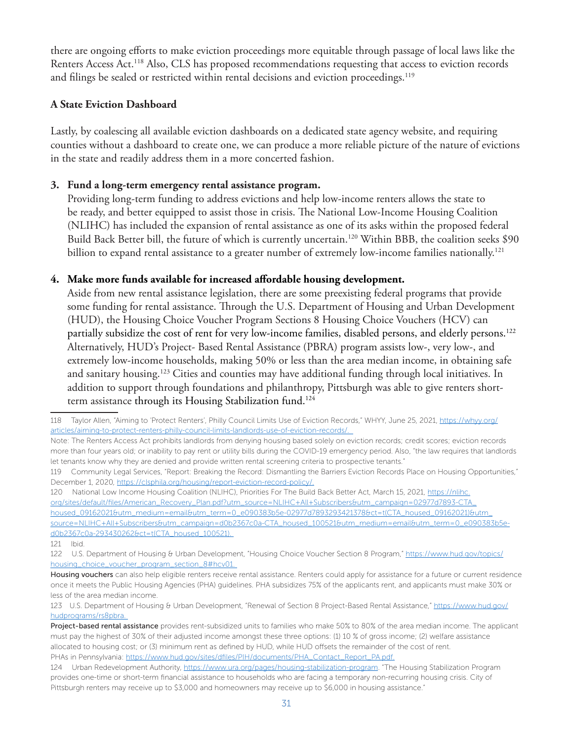there are ongoing efforts to make eviction proceedings more equitable through passage of local laws like the Renters Access Act.[118] Also, CLS has proposed recommendations requesting that access to eviction records and filings be sealed or restricted within rental decisions and eviction proceedings.[119]

**A State Eviction Dashboard**

Lastly, by coalescing all available eviction dashboards on a dedicated state agency website, and requiring counties without a dashboard to create one, we can produce a more reliable picture of the nature of evictions in the state and readily address them in a more concerted fashion.

3. **Fund a long-term emergency rental assistance program.**
   Providing long-term funding to address evictions and help low-income renters allows the state to be ready, and better equipped to assist those in crisis. The National Low-Income Housing Coalition (NLIHC) has included the expansion of rental assistance as one of its asks within the proposed federal Build Back Better bill, the future of which is currently uncertain.[120] Within BBB, the coalition seeks $90 billion to expand rental assistance to a greater number of extremely low-income families nationally.[121]

4. **Make more funds available for increased affordable housing development.**
   Aside from new rental assistance legislation, there are some preexisting federal programs that provide some funding for rental assistance. Through the U.S. Department of Housing and Urban Development (HUD), the Housing Choice Voucher Program Sections 8 Housing Choice Vouchers (HCV) can partially subsidize the cost of rent for very low-income families, disabled persons, and elderly persons.[122] Alternatively, HUD's Project- Based Rental Assistance (PBRA) program assists low-, very low-, and extremely low-income households, making 50% or less than the area median income, in obtaining safe and sanitary housing.[123] Cities and counties may have additional funding through local initiatives. In addition to support through foundations and philanthropy, Pittsburgh was able to give renters short-term assistance through its Housing Stabilization fund.[124]

---

118 Taylor Allen, "Aiming to 'Protect Renters', Philly Council Limits Use of Eviction Records," WHYY, June 25, 2021, https://whyy.org/articles/aiming-to-protect-renters-philly-council-limits-landlords-use-of-eviction-records/.

Note: The Renters Access Act prohibits landlords from denying housing based solely on eviction records; credit scores; eviction records more than four years old; or inability to pay rent or utility bills during the COVID-19 emergency period. Also, "the law requires that landlords let tenants know why they are denied and provide written rental screening criteria to prospective tenants."

119 Community Legal Services, "Report: Breaking the Record: Dismantling the Barriers Eviction Records Place on Housing Opportunities," December 1, 2020, https://clsphila.org/housing/report-eviction-record-policy/.

120 National Low Income Housing Coalition (NLIHC), Priorities For The Build Back Better Act, March 15, 2021, https://nlihc.org/sites/default/files/American_Recovery_Plan.pdf?utm_source=NLIHC+All+Subscribers&utm_campaign=02977d7893-CTA_housed_09162021&utm_medium=email&utm_term=0_e090383b5e-02977d7893293421378&ct=t(CTA_housed_09162021)&utm_source=NLIHC+All+Subscribers&utm_campaign=d0b2367c0a-CTA_housed_100521&utm_medium=email&utm_term=0_e090383b5e-d0b2367c0a-293430262&ct=t(CTA_housed_100521).

121 Ibid.

122 U.S. Department of Housing & Urban Development, "Housing Choice Voucher Section 8 Program," https://www.hud.gov/topics/housing_choice_voucher_program_section_8#hcv01.

**Housing vouchers** can also help eligible renters receive rental assistance. Renters could apply for assistance for a future or current residence once it meets the Public Housing Agencies (PHA) guidelines. PHA subsidizes 75% of the applicants rent, and applicants must make 30% or less of the area median income.

123 U.S. Department of Housing & Urban Development, "Renewal of Section 8 Project-Based Rental Assistance," https://www.hud.gov/hudprograms/rs8pbra.

**Project-based rental assistance** provides rent-subsidized units to families who make 50% to 80% of the area median income. The applicant must pay the highest of 30% of their adjusted income amongst these three options: (1) 10 % of gross income; (2) welfare assistance allocated to housing cost; or (3) minimum rent as defined by HUD, while HUD offsets the remainder of the cost of rent.
PHAs in Pennsylvania: https://www.hud.gov/sites/dfiles/PIH/documents/PHA_Contact_Report_PA.pdf.

124 Urban Redevelopment Authority, https://www.ura.org/pages/housing-stabilization-program. "The Housing Stabilization Program provides one-time or short-term financial assistance to households who are facing a temporary non-recurring housing crisis. City of Pittsburgh renters may receive up to $3,000 and homeowners may receive up to $6,000 in housing assistance."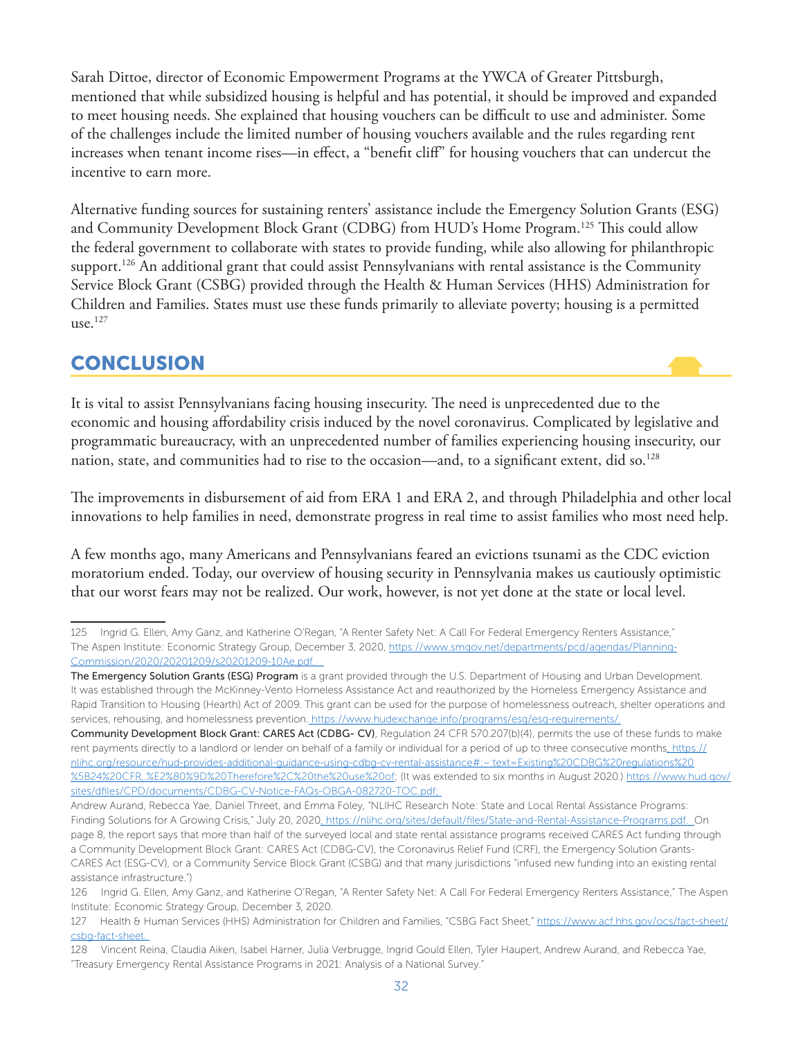Sarah Dittoe, director of Economic Empowerment Programs at the YWCA of Greater Pittsburgh, mentioned that while subsidized housing is helpful and has potential, it should be improved and expanded to meet housing needs. She explained that housing vouchers can be difficult to use and administer. Some of the challenges include the limited number of housing vouchers available and the rules regarding rent increases when tenant income rises—in effect, a "benefit cliff" for housing vouchers that can undercut the incentive to earn more.

Alternative funding sources for sustaining renters' assistance include the Emergency Solution Grants (ESG) and Community Development Block Grant (CDBG) from HUD's Home Program.[125] This could allow the federal government to collaborate with states to provide funding, while also allowing for philanthropic support.[126] An additional grant that could assist Pennsylvanians with rental assistance is the Community Service Block Grant (CSBG) provided through the Health & Human Services (HHS) Administration for Children and Families. States must use these funds primarily to alleviate poverty; housing is a permitted use.[127]

## CONCLUSION

It is vital to assist Pennsylvanians facing housing insecurity. The need is unprecedented due to the economic and housing affordability crisis induced by the novel coronavirus. Complicated by legislative and programmatic bureaucracy, with an unprecedented number of families experiencing housing insecurity, our nation, state, and communities had to rise to the occasion—and, to a significant extent, did so.[128]

The improvements in disbursement of aid from ERA 1 and ERA 2, and through Philadelphia and other local innovations to help families in need, demonstrate progress in real time to assist families who most need help.

A few months ago, many Americans and Pennsylvanians feared an evictions tsunami as the CDC eviction moratorium ended. Today, our overview of housing security in Pennsylvania makes us cautiously optimistic that our worst fears may not be realized. Our work, however, is not yet done at the state or local level.

---

125 Ingrid G. Ellen, Amy Ganz, and Katherine O'Regan, "A Renter Safety Net: A Call For Federal Emergency Renters Assistance," The Aspen Institute: Economic Strategy Group, December 3, 2020, https://www.smgov.net/departments/pcd/agendas/Planning-Commission/2020/20201209/s20201209-10Ae.pdf.

**The Emergency Solution Grants (ESG) Program** is a grant provided through the U.S. Department of Housing and Urban Development. It was established through the McKinney-Vento Homeless Assistance Act and reauthorized by the Homeless Emergency Assistance and Rapid Transition to Housing (Hearth) Act of 2009. This grant can be used for the purpose of homelessness outreach, shelter operations and services, rehousing, and homelessness prevention. https://www.hudexchange.info/programs/esg/esg-requirements/.

**Community Development Block Grant: CARES Act (CDBG- CV)**, Regulation 24 CFR 570.207(b)(4), permits the use of these funds to make rent payments directly to a landlord or lender on behalf of a family or individual for a period of up to three consecutive months. https://nlihc.org/resource/hud-provides-additional-guidance-using-cdbg-cv-rental-assistance#:~:text=Existing%20CDBG%20regulations%20%5B24%20CFR,.%E2%80%9D%20Therefore%2C%20the%20use%20of; (It was extended to six months in August 2020.) https://www.hud.gov/sites/dfiles/CPD/documents/CDBG-CV-Notice-FAQs-OBGA-082720-TOC.pdf;

Andrew Aurand, Rebecca Yae, Daniel Threet, and Emma Foley, "NLIHC Research Note: State and Local Rental Assistance Programs: Finding Solutions for A Growing Crisis," July 20, 2020, https://nlihc.org/sites/default/files/State-and-Rental-Assistance-Programs.pdf. On page 8, the report says that more than half of the surveyed local and state rental assistance programs received CARES Act funding through a Community Development Block Grant: CARES Act (CDBG-CV), the Coronavirus Relief Fund (CRF), the Emergency Solution Grants-CARES Act (ESG-CV), or a Community Service Block Grant (CSBG) and that many jurisdictions "infused new funding into an existing rental assistance infrastructure.")

126 Ingrid G. Ellen, Amy Ganz, and Katherine O'Regan, "A Renter Safety Net: A Call For Federal Emergency Renters Assistance," The Aspen Institute: Economic Strategy Group, December 3, 2020.

127 Health & Human Services (HHS) Administration for Children and Families, "CSBG Fact Sheet," https://www.acf.hhs.gov/ocs/fact-sheet/csbg-fact-sheet.

128 Vincent Reina, Claudia Aiken, Isabel Harner, Julia Verbrugge, Ingrid Gould Ellen, Tyler Haupert, Andrew Aurand, and Rebecca Yae, "Treasury Emergency Rental Assistance Programs in 2021: Analysis of a National Survey."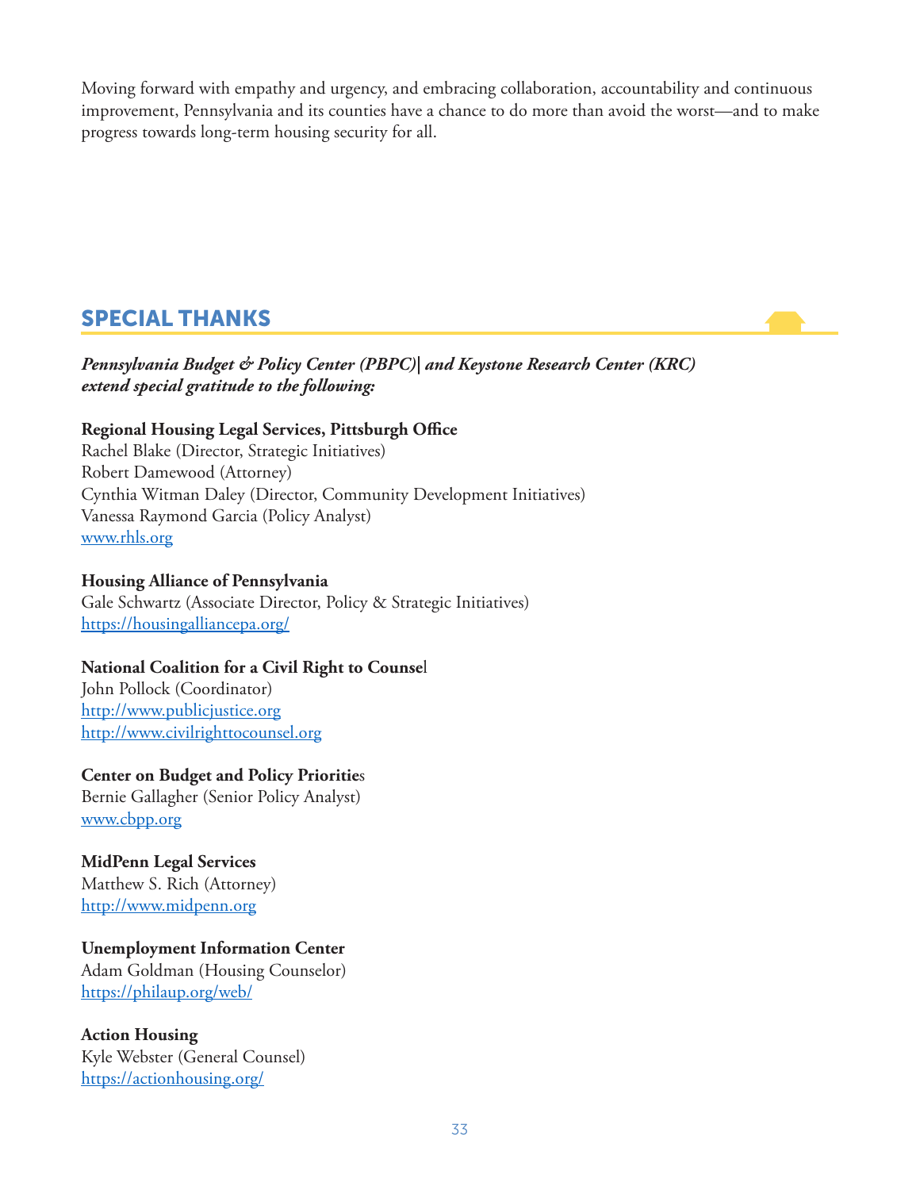Moving forward with empathy and urgency, and embracing collaboration, accountability and continuous improvement, Pennsylvania and its counties have a chance to do more than avoid the worst—and to make progress towards long-term housing security for all.

## SPECIAL THANKS

***Pennsylvania Budget & Policy Center (PBPC)| and Keystone Research Center (KRC) extend special gratitude to the following:***

**Regional Housing Legal Services, Pittsburgh Office**
Rachel Blake (Director, Strategic Initiatives)
Robert Damewood (Attorney)
Cynthia Witman Daley (Director, Community Development Initiatives)
Vanessa Raymond Garcia (Policy Analyst)
www.rhls.org

**Housing Alliance of Pennsylvania**
Gale Schwartz (Associate Director, Policy & Strategic Initiatives)
https://housingalliancepa.org/

**National Coalition for a Civil Right to Counsel**
John Pollock (Coordinator)
http://www.publicjustice.org
http://www.civilrighttocounsel.org

**Center on Budget and Policy Priorities**
Bernie Gallagher (Senior Policy Analyst)
www.cbpp.org

**MidPenn Legal Services**
Matthew S. Rich (Attorney)
http://www.midpenn.org

**Unemployment Information Center**
Adam Goldman (Housing Counselor)
https://philaup.org/web/

**Action Housing**
Kyle Webster (General Counsel)
https://actionhousing.org/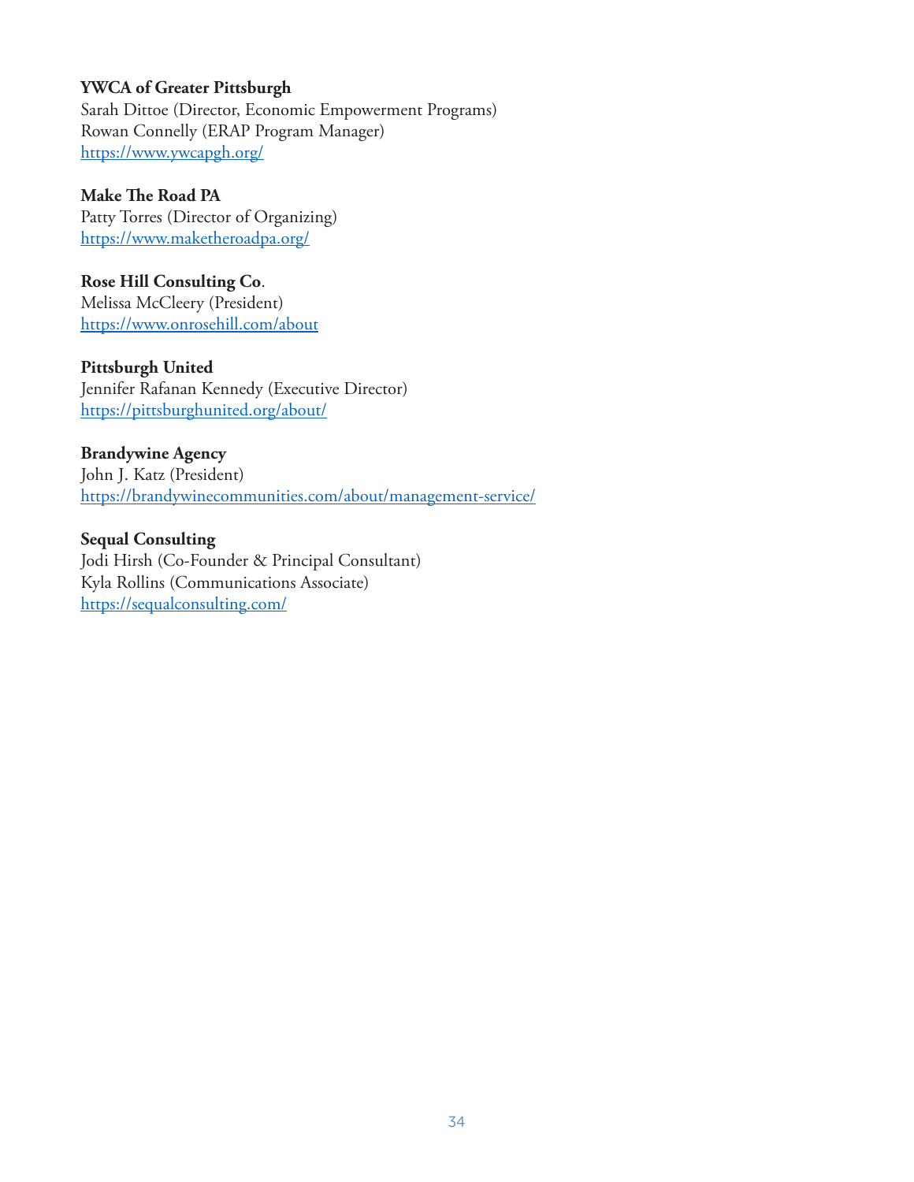**YWCA of Greater Pittsburgh**
Sarah Dittoe (Director, Economic Empowerment Programs)
Rowan Connelly (ERAP Program Manager)
https://www.ywcapgh.org/

**Make The Road PA**
Patty Torres (Director of Organizing)
https://www.maketheroadpa.org/

**Rose Hill Consulting Co**.
Melissa McCleery (President)
https://www.onrosehill.com/about

**Pittsburgh United**
Jennifer Rafanan Kennedy (Executive Director)
https://pittsburghunited.org/about/

**Brandywine Agency**
John J. Katz (President)
https://brandywinecommunities.com/about/management-service/

**Sequal Consulting**
Jodi Hirsh (Co-Founder & Principal Consultant)
Kyla Rollins (Communications Associate)
https://sequalconsulting.com/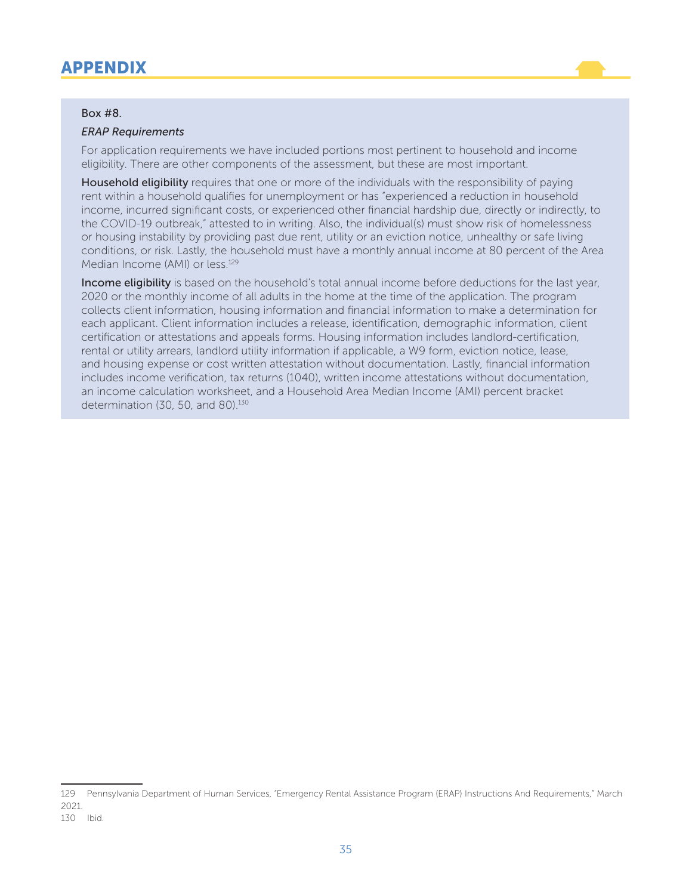# APPENDIX

Box #8.

*ERAP Requirements*

For application requirements we have included portions most pertinent to household and income eligibility. There are other components of the assessment, but these are most important.

**Household eligibility** requires that one or more of the individuals with the responsibility of paying rent within a household qualifies for unemployment or has "experienced a reduction in household income, incurred significant costs, or experienced other financial hardship due, directly or indirectly, to the COVID-19 outbreak," attested to in writing. Also, the individual(s) must show risk of homelessness or housing instability by providing past due rent, utility or an eviction notice, unhealthy or safe living conditions, or risk. Lastly, the household must have a monthly annual income at 80 percent of the Area Median Income (AMI) or less.[129]

**Income eligibility** is based on the household's total annual income before deductions for the last year, 2020 or the monthly income of all adults in the home at the time of the application. The program collects client information, housing information and financial information to make a determination for each applicant. Client information includes a release, identification, demographic information, client certification or attestations and appeals forms. Housing information includes landlord-certification, rental or utility arrears, landlord utility information if applicable, a W9 form, eviction notice, lease, and housing expense or cost written attestation without documentation. Lastly, financial information includes income verification, tax returns (1040), written income attestations without documentation, an income calculation worksheet, and a Household Area Median Income (AMI) percent bracket determination (30, 50, and 80).[130]

---

129 Pennsylvania Department of Human Services, "Emergency Rental Assistance Program (ERAP) Instructions And Requirements," March 2021.

130 Ibid.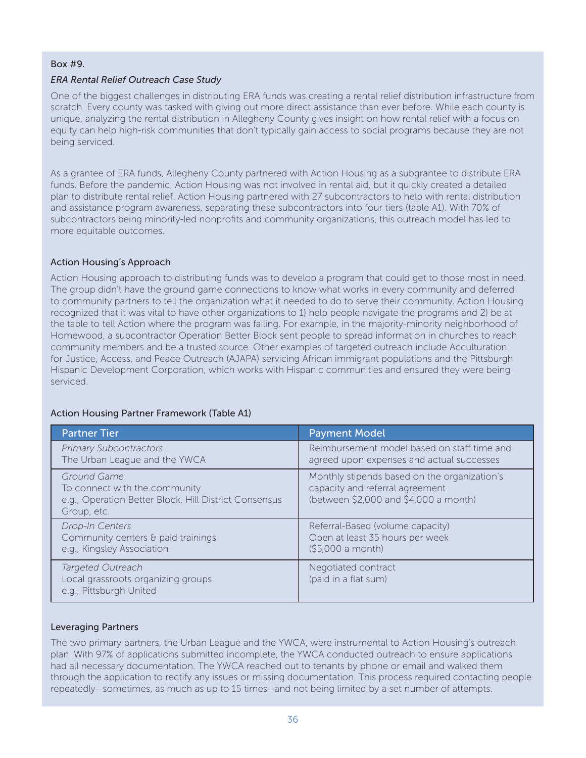Box #9.

*ERA Rental Relief Outreach Case Study*

One of the biggest challenges in distributing ERA funds was creating a rental relief distribution infrastructure from scratch. Every county was tasked with giving out more direct assistance than ever before. While each county is unique, analyzing the rental distribution in Allegheny County gives insight on how rental relief with a focus on equity can help high-risk communities that don't typically gain access to social programs because they are not being serviced.

As a grantee of ERA funds, Allegheny County partnered with Action Housing as a subgrantee to distribute ERA funds. Before the pandemic, Action Housing was not involved in rental aid, but it quickly created a detailed plan to distribute rental relief. Action Housing partnered with 27 subcontractors to help with rental distribution and assistance program awareness, separating these subcontractors into four tiers (table A1). With 70% of subcontractors being minority-led nonprofits and community organizations, this outreach model has led to more equitable outcomes.

### Action Housing's Approach

Action Housing approach to distributing funds was to develop a program that could get to those most in need. The group didn't have the ground game connections to know what works in every community and deferred to community partners to tell the organization what it needed to do to serve their community. Action Housing recognized that it was vital to have other organizations to 1) help people navigate the programs and 2) be at the table to tell Action where the program was failing. For example, in the majority-minority neighborhood of Homewood, a subcontractor Operation Better Block sent people to spread information in churches to reach community members and be a trusted source. Other examples of targeted outreach include Acculturation for Justice, Access, and Peace Outreach (AJAPA) servicing African immigrant populations and the Pittsburgh Hispanic Development Corporation, which works with Hispanic communities and ensured they were being serviced.

### Action Housing Partner Framework (Table A1)

| Partner Tier | Payment Model |
|---|---|
| *Primary Subcontractors*<br>The Urban League and the YWCA | Reimbursement model based on staff time and agreed upon expenses and actual successes |
| *Ground Game*<br>To connect with the community<br>e.g., Operation Better Block, Hill District Consensus Group, etc. | Monthly stipends based on the organization's capacity and referral agreement (between $2,000 and $4,000 a month) |
| *Drop-In Centers*<br>Community centers & paid trainings<br>e.g., Kingsley Association | Referral-Based (volume capacity)<br>Open at least 35 hours per week<br>($5,000 a month) |
| *Targeted Outreach*<br>Local grassroots organizing groups<br>e.g., Pittsburgh United | Negotiated contract<br>(paid in a flat sum) |

### Leveraging Partners

The two primary partners, the Urban League and the YWCA, were instrumental to Action Housing's outreach plan. With 97% of applications submitted incomplete, the YWCA conducted outreach to ensure applications had all necessary documentation. The YWCA reached out to tenants by phone or email and walked them through the application to rectify any issues or missing documentation. This process required contacting people repeatedly—sometimes, as much as up to 15 times—and not being limited by a set number of attempts.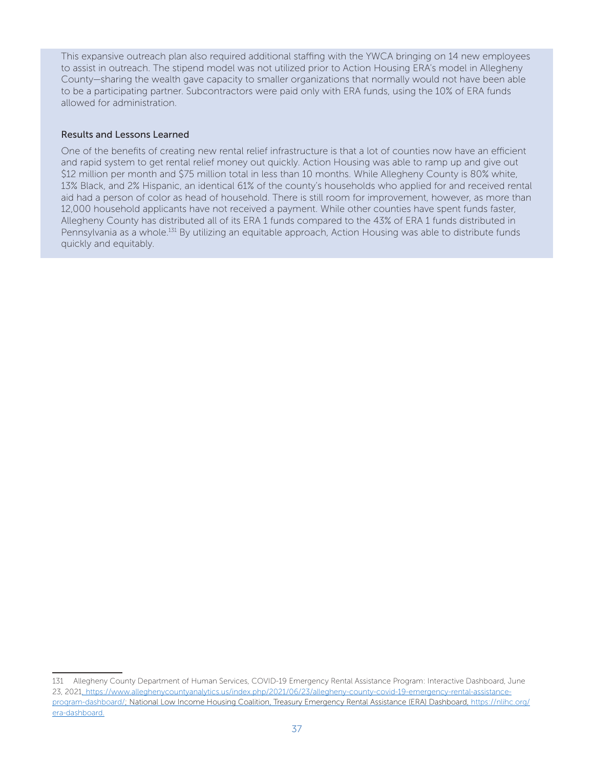This expansive outreach plan also required additional staffing with the YWCA bringing on 14 new employees to assist in outreach. The stipend model was not utilized prior to Action Housing ERA's model in Allegheny County—sharing the wealth gave capacity to smaller organizations that normally would not have been able to be a participating partner. Subcontractors were paid only with ERA funds, using the 10% of ERA funds allowed for administration.

### Results and Lessons Learned

One of the benefits of creating new rental relief infrastructure is that a lot of counties now have an efficient and rapid system to get rental relief money out quickly. Action Housing was able to ramp up and give out $12 million per month and $75 million total in less than 10 months. While Allegheny County is 80% white, 13% Black, and 2% Hispanic, an identical 61% of the county's households who applied for and received rental aid had a person of color as head of household. There is still room for improvement, however, as more than 12,000 household applicants have not received a payment. While other counties have spent funds faster, Allegheny County has distributed all of its ERA 1 funds compared to the 43% of ERA 1 funds distributed in Pennsylvania as a whole.[131] By utilizing an equitable approach, Action Housing was able to distribute funds quickly and equitably.

---

131 Allegheny County Department of Human Services, COVID-19 Emergency Rental Assistance Program: Interactive Dashboard, June 23, 2021, https://www.alleghenycountyanalytics.us/index.php/2021/06/23/allegheny-county-covid-19-emergency-rental-assistance-program-dashboard/; National Low Income Housing Coalition, Treasury Emergency Rental Assistance (ERA) Dashboard, https://nlihc.org/era-dashboard.